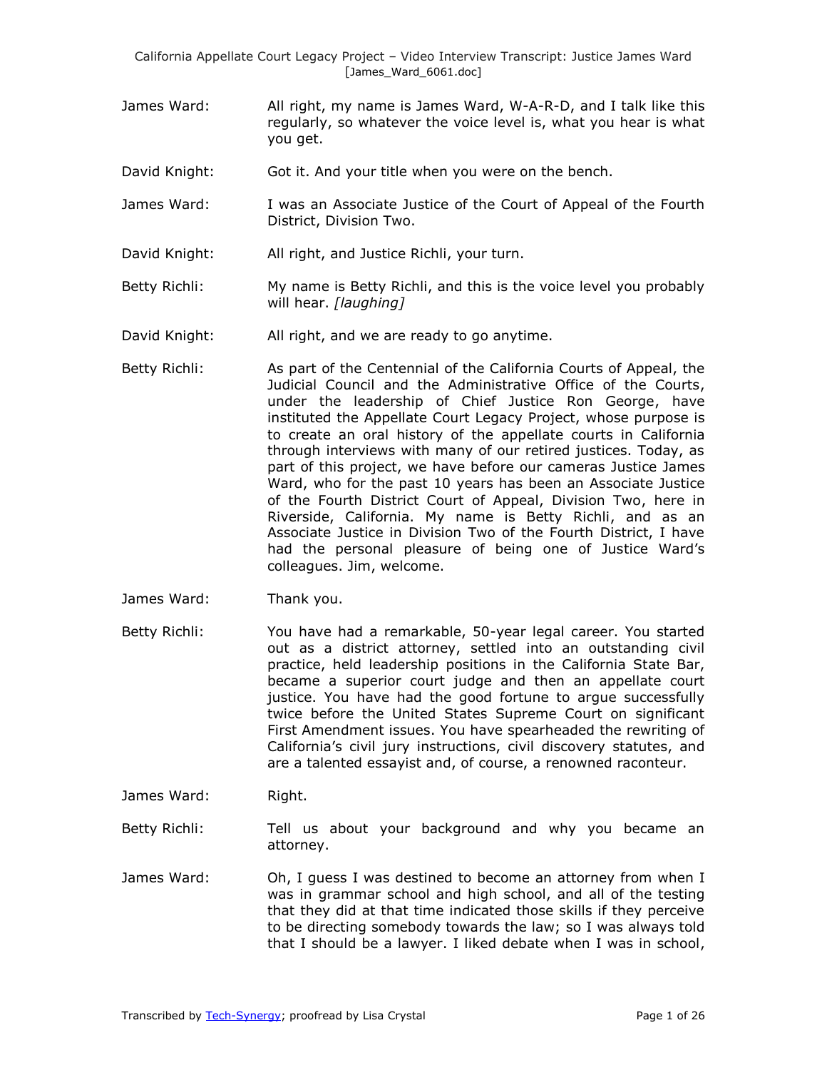James Ward: All right, my name is James Ward, W-A-R-D, and I talk like this regularly, so whatever the voice level is, what you hear is what you get.

David Knight: Got it. And your title when you were on the bench.

James Ward: I was an Associate Justice of the Court of Appeal of the Fourth District, Division Two.

David Knight: All right, and Justice Richli, your turn.

Betty Richli: My name is Betty Richli, and this is the voice level you probably will hear. *[laughing]*

David Knight: All right, and we are ready to go anytime.

Betty Richli: As part of the Centennial of the California Courts of Appeal, the Judicial Council and the Administrative Office of the Courts, under the leadership of Chief Justice Ron George, have instituted the Appellate Court Legacy Project, whose purpose is to create an oral history of the appellate courts in California through interviews with many of our retired justices. Today, as part of this project, we have before our cameras Justice James Ward, who for the past 10 years has been an Associate Justice of the Fourth District Court of Appeal, Division Two, here in Riverside, California. My name is Betty Richli, and as an Associate Justice in Division Two of the Fourth District, I have had the personal pleasure of being one of Justice Ward's colleagues. Jim, welcome.

James Ward: Thank you.

Betty Richli: You have had a remarkable, 50-year legal career. You started out as a district attorney, settled into an outstanding civil practice, held leadership positions in the California State Bar, became a superior court judge and then an appellate court justice. You have had the good fortune to argue successfully twice before the United States Supreme Court on significant First Amendment issues. You have spearheaded the rewriting of California's civil jury instructions, civil discovery statutes, and are a talented essayist and, of course, a renowned raconteur.

James Ward: Right.

Betty Richli: Tell us about your background and why you became an attorney.

James Ward: Oh, I guess I was destined to become an attorney from when I was in grammar school and high school, and all of the testing that they did at that time indicated those skills if they perceive to be directing somebody towards the law; so I was always told that I should be a lawyer. I liked debate when I was in school,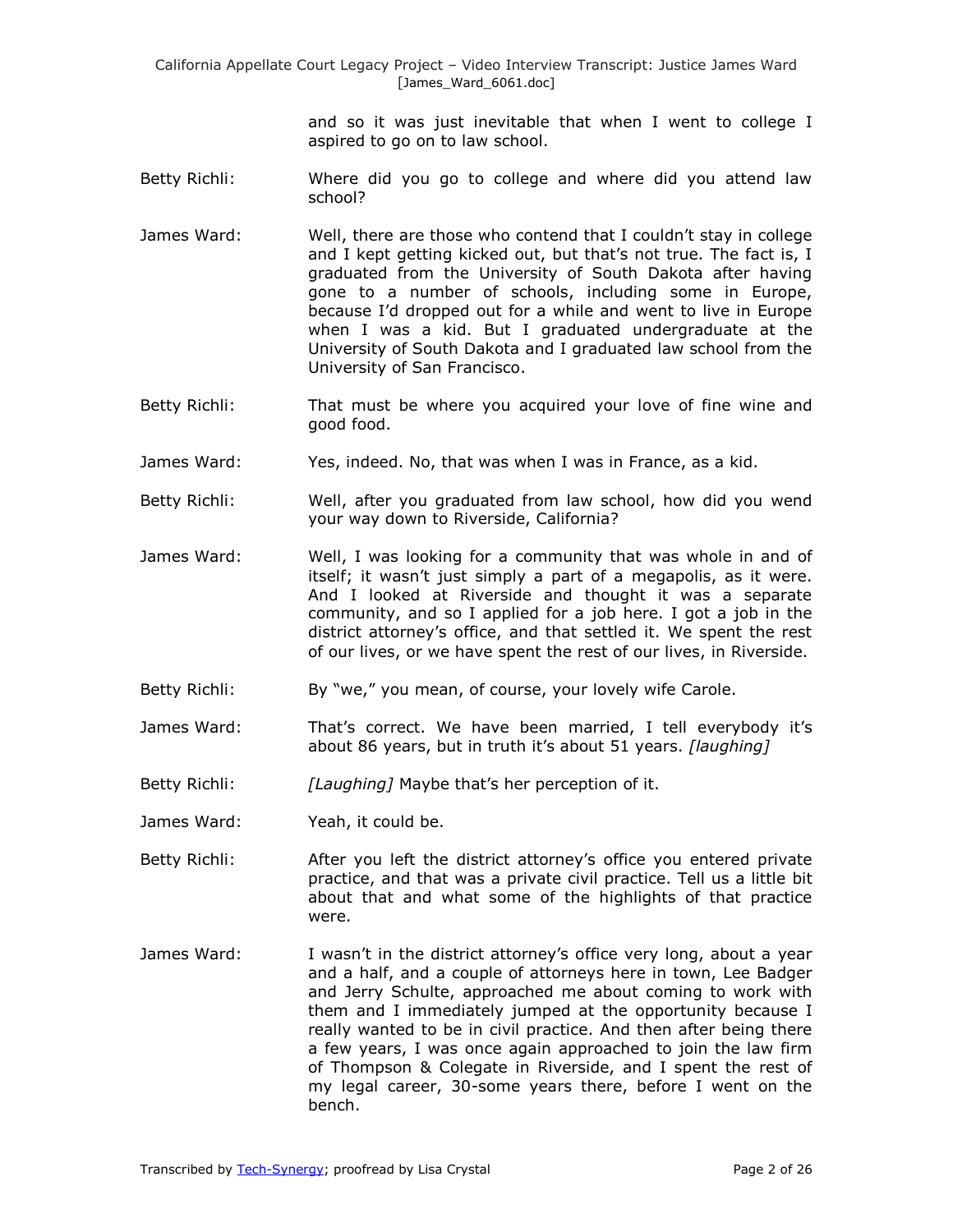and so it was just inevitable that when I went to college I aspired to go on to law school.

Betty Richli: Where did you go to college and where did you attend law school?

James Ward: Well, there are those who contend that I couldn't stay in college and I kept getting kicked out, but that's not true. The fact is, I graduated from the University of South Dakota after having gone to a number of schools, including some in Europe, because I'd dropped out for a while and went to live in Europe when I was a kid. But I graduated undergraduate at the University of South Dakota and I graduated law school from the University of San Francisco.

Betty Richli: That must be where you acquired your love of fine wine and good food.

James Ward: Yes, indeed. No, that was when I was in France, as a kid.

Betty Richli: Well, after you graduated from law school, how did you wend your way down to Riverside, California?

James Ward: Well, I was looking for a community that was whole in and of itself; it wasn't just simply a part of a megapolis, as it were. And I looked at Riverside and thought it was a separate community, and so I applied for a job here. I got a job in the district attorney's office, and that settled it. We spent the rest of our lives, or we have spent the rest of our lives, in Riverside.

Betty Richli: By "we," you mean, of course, your lovely wife Carole.

James Ward: That's correct. We have been married, I tell everybody it's about 86 years, but in truth it's about 51 years. *[laughing]*

Betty Richli: *[Laughing]* Maybe that's her perception of it.

James Ward: Yeah, it could be.

Betty Richli: After you left the district attorney's office you entered private practice, and that was a private civil practice. Tell us a little bit about that and what some of the highlights of that practice were.

James Ward: I wasn't in the district attorney's office very long, about a year and a half, and a couple of attorneys here in town, Lee Badger and Jerry Schulte, approached me about coming to work with them and I immediately jumped at the opportunity because I really wanted to be in civil practice. And then after being there a few years, I was once again approached to join the law firm of Thompson & Colegate in Riverside, and I spent the rest of my legal career, 30-some years there, before I went on the bench.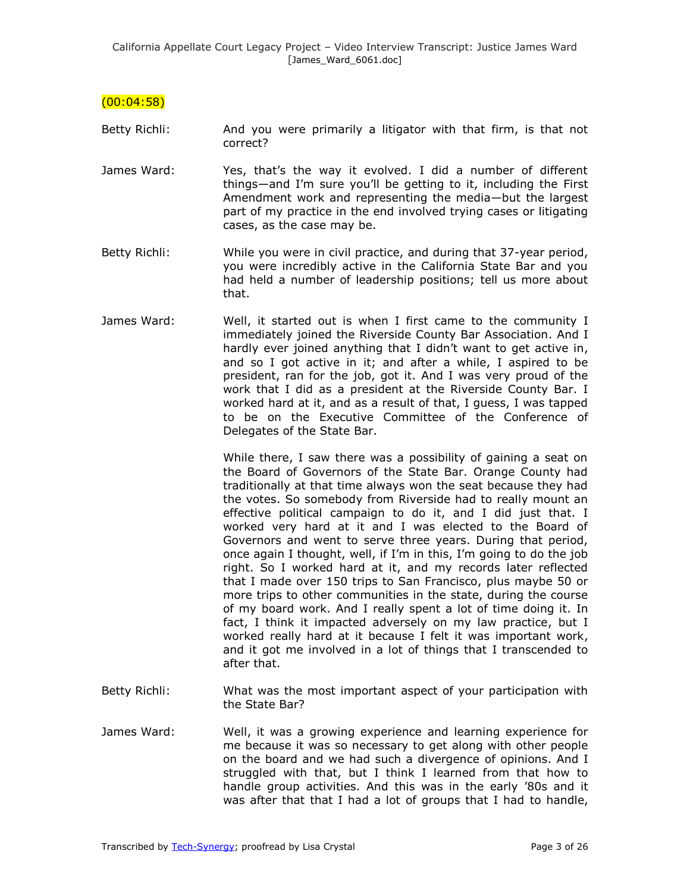(00:04:58)

Betty Richli: And you were primarily a litigator with that firm, is that not correct?

James Ward: Yes, that's the way it evolved. I did a number of different things—and I'm sure you'll be getting to it, including the First Amendment work and representing the media—but the largest part of my practice in the end involved trying cases or litigating cases, as the case may be.

Betty Richli: While you were in civil practice, and during that 37-year period, you were incredibly active in the California State Bar and you had held a number of leadership positions; tell us more about that.

James Ward: Well, it started out is when I first came to the community I immediately joined the Riverside County Bar Association. And I hardly ever joined anything that I didn't want to get active in, and so I got active in it; and after a while, I aspired to be president, ran for the job, got it. And I was very proud of the work that I did as a president at the Riverside County Bar. I worked hard at it, and as a result of that, I guess, I was tapped to be on the Executive Committee of the Conference of Delegates of the State Bar.

While there, I saw there was a possibility of gaining a seat on the Board of Governors of the State Bar. Orange County had traditionally at that time always won the seat because they had the votes. So somebody from Riverside had to really mount an effective political campaign to do it, and I did just that. I worked very hard at it and I was elected to the Board of Governors and went to serve three years. During that period, once again I thought, well, if I'm in this, I'm going to do the job right. So I worked hard at it, and my records later reflected that I made over 150 trips to San Francisco, plus maybe 50 or more trips to other communities in the state, during the course of my board work. And I really spent a lot of time doing it. In fact, I think it impacted adversely on my law practice, but I worked really hard at it because I felt it was important work, and it got me involved in a lot of things that I transcended to after that.

Betty Richli: What was the most important aspect of your participation with the State Bar?

James Ward: Well, it was a growing experience and learning experience for me because it was so necessary to get along with other people on the board and we had such a divergence of opinions. And I struggled with that, but I think I learned from that how to handle group activities. And this was in the early '80s and it was after that that I had a lot of groups that I had to handle,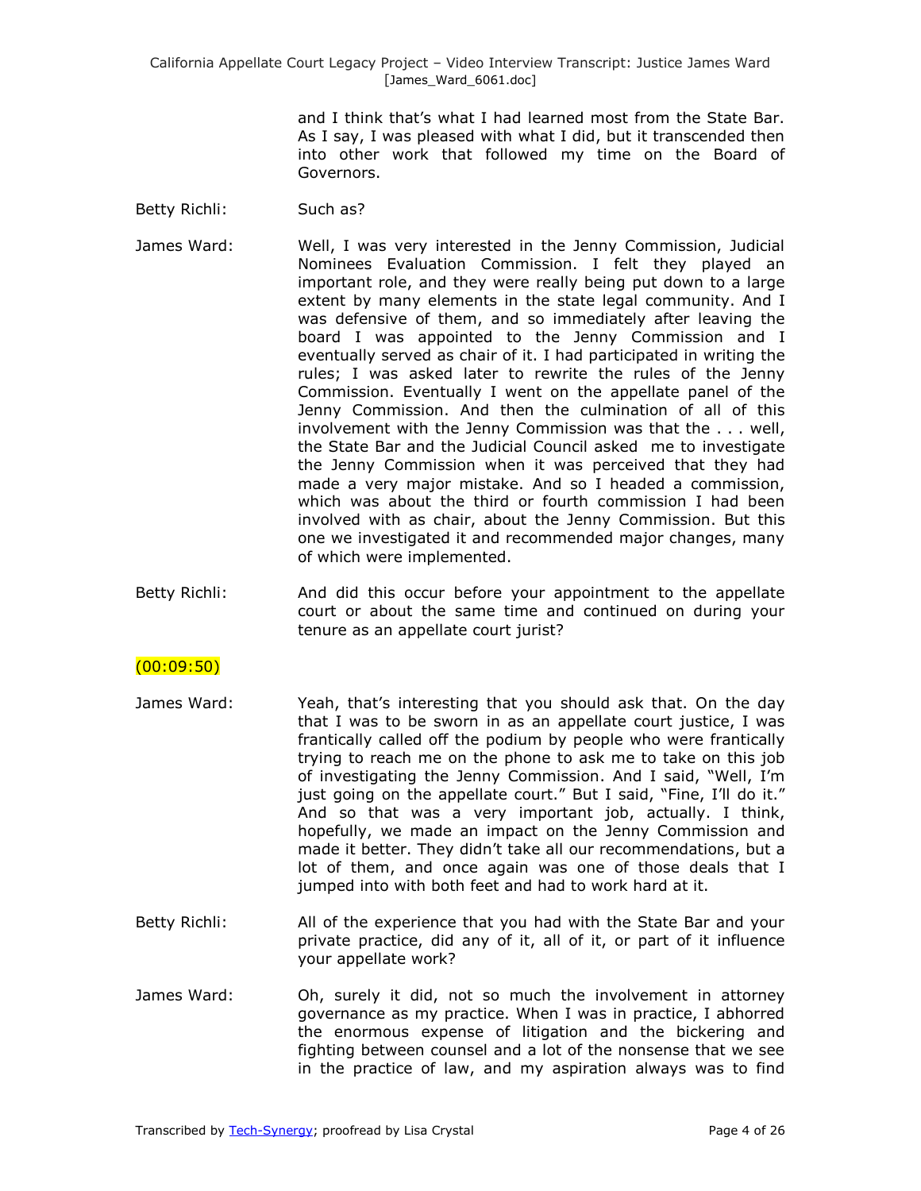and I think that's what I had learned most from the State Bar. As I say, I was pleased with what I did, but it transcended then into other work that followed my time on the Board of Governors.

Betty Richli: Such as?

James Ward: Well, I was very interested in the Jenny Commission, Judicial Nominees Evaluation Commission. I felt they played an important role, and they were really being put down to a large extent by many elements in the state legal community. And I was defensive of them, and so immediately after leaving the board I was appointed to the Jenny Commission and I eventually served as chair of it. I had participated in writing the rules; I was asked later to rewrite the rules of the Jenny Commission. Eventually I went on the appellate panel of the Jenny Commission. And then the culmination of all of this involvement with the Jenny Commission was that the . . . well, the State Bar and the Judicial Council asked me to investigate the Jenny Commission when it was perceived that they had made a very major mistake. And so I headed a commission, which was about the third or fourth commission I had been involved with as chair, about the Jenny Commission. But this one we investigated it and recommended major changes, many of which were implemented.

Betty Richli: And did this occur before your appointment to the appellate court or about the same time and continued on during your tenure as an appellate court jurist?

(00:09:50)

James Ward: Yeah, that's interesting that you should ask that. On the day that I was to be sworn in as an appellate court justice, I was frantically called off the podium by people who were frantically trying to reach me on the phone to ask me to take on this job of investigating the Jenny Commission. And I said, "Well, I'm just going on the appellate court." But I said, "Fine, I'll do it." And so that was a very important job, actually. I think, hopefully, we made an impact on the Jenny Commission and made it better. They didn't take all our recommendations, but a lot of them, and once again was one of those deals that I jumped into with both feet and had to work hard at it.

Betty Richli: All of the experience that you had with the State Bar and your private practice, did any of it, all of it, or part of it influence your appellate work?

James Ward: Oh, surely it did, not so much the involvement in attorney governance as my practice. When I was in practice, I abhorred the enormous expense of litigation and the bickering and fighting between counsel and a lot of the nonsense that we see in the practice of law, and my aspiration always was to find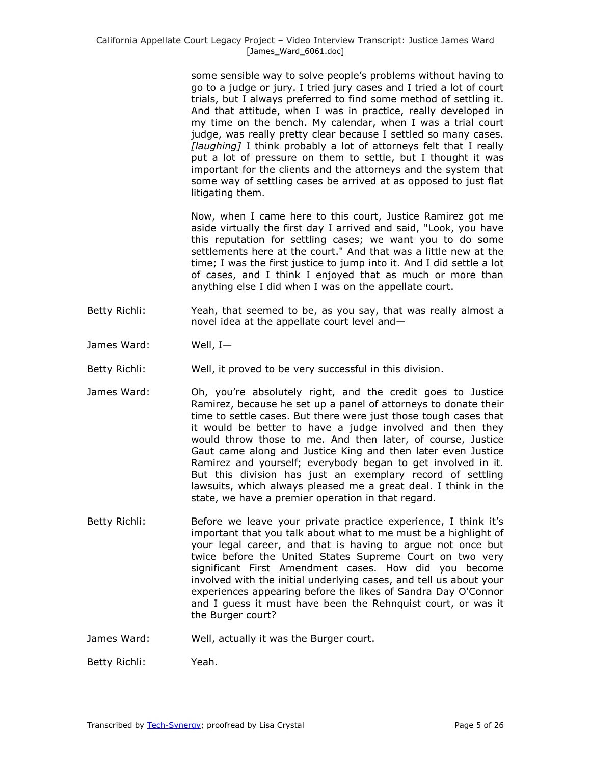some sensible way to solve people's problems without having to go to a judge or jury. I tried jury cases and I tried a lot of court trials, but I always preferred to find some method of settling it. And that attitude, when I was in practice, really developed in my time on the bench. My calendar, when I was a trial court judge, was really pretty clear because I settled so many cases. *[laughing]* I think probably a lot of attorneys felt that I really put a lot of pressure on them to settle, but I thought it was important for the clients and the attorneys and the system that some way of settling cases be arrived at as opposed to just flat litigating them.

Now, when I came here to this court, Justice Ramirez got me aside virtually the first day I arrived and said, "Look, you have this reputation for settling cases; we want you to do some settlements here at the court." And that was a little new at the time; I was the first justice to jump into it. And I did settle a lot of cases, and I think I enjoyed that as much or more than anything else I did when I was on the appellate court.

Betty Richli: Yeah, that seemed to be, as you say, that was really almost a novel idea at the appellate court level and—

James Ward: Well, I—

Betty Richli: Well, it proved to be very successful in this division.

James Ward: Oh, you're absolutely right, and the credit goes to Justice Ramirez, because he set up a panel of attorneys to donate their time to settle cases. But there were just those tough cases that it would be better to have a judge involved and then they would throw those to me. And then later, of course, Justice Gaut came along and Justice King and then later even Justice Ramirez and yourself; everybody began to get involved in it. But this division has just an exemplary record of settling lawsuits, which always pleased me a great deal. I think in the state, we have a premier operation in that regard.

Betty Richli: Before we leave your private practice experience, I think it's important that you talk about what to me must be a highlight of your legal career, and that is having to argue not once but twice before the United States Supreme Court on two very significant First Amendment cases. How did you become involved with the initial underlying cases, and tell us about your experiences appearing before the likes of Sandra Day O'Connor and I guess it must have been the Rehnquist court, or was it the Burger court?

James Ward: Well, actually it was the Burger court.

Betty Richli: Yeah.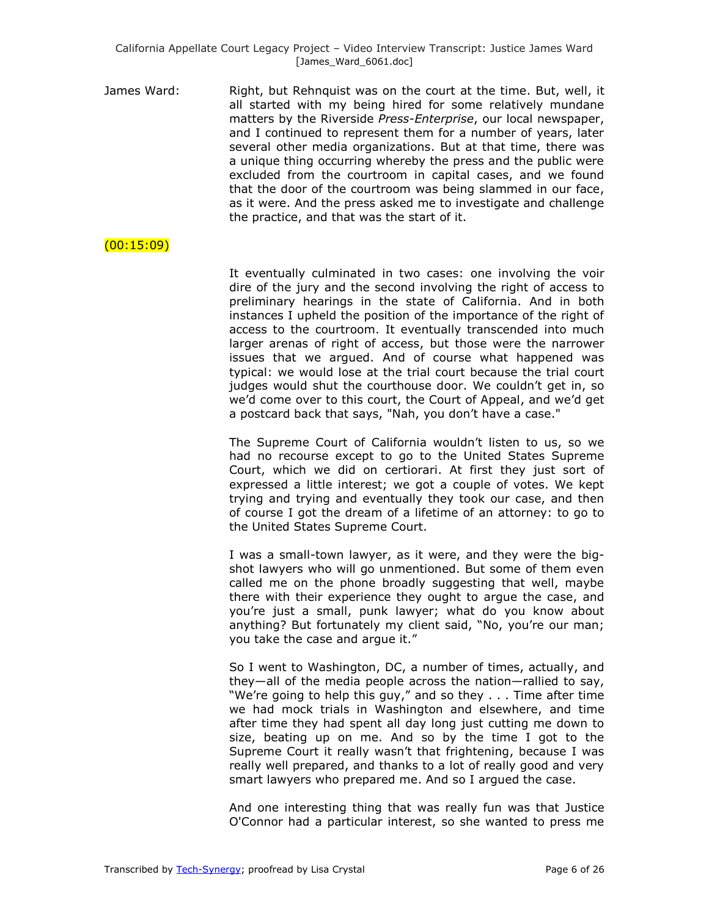James Ward: Right, but Rehnquist was on the court at the time. But, well, it all started with my being hired for some relatively mundane matters by the Riverside *Press-Enterprise*, our local newspaper, and I continued to represent them for a number of years, later several other media organizations. But at that time, there was a unique thing occurring whereby the press and the public were excluded from the courtroom in capital cases, and we found that the door of the courtroom was being slammed in our face, as it were. And the press asked me to investigate and challenge the practice, and that was the start of it.

(00:15:09)

It eventually culminated in two cases: one involving the voir dire of the jury and the second involving the right of access to preliminary hearings in the state of California. And in both instances I upheld the position of the importance of the right of access to the courtroom. It eventually transcended into much larger arenas of right of access, but those were the narrower issues that we argued. And of course what happened was typical: we would lose at the trial court because the trial court judges would shut the courthouse door. We couldn't get in, so we'd come over to this court, the Court of Appeal, and we'd get a postcard back that says, "Nah, you don't have a case."

The Supreme Court of California wouldn't listen to us, so we had no recourse except to go to the United States Supreme Court, which we did on certiorari. At first they just sort of expressed a little interest; we got a couple of votes. We kept trying and trying and eventually they took our case, and then of course I got the dream of a lifetime of an attorney: to go to the United States Supreme Court.

I was a small-town lawyer, as it were, and they were the big-shot lawyers who will go unmentioned. But some of them even called me on the phone broadly suggesting that well, maybe there with their experience they ought to argue the case, and you're just a small, punk lawyer; what do you know about anything? But fortunately my client said, "No, you're our man; you take the case and argue it."

So I went to Washington, DC, a number of times, actually, and they—all of the media people across the nation—rallied to say, "We're going to help this guy," and so they . . . Time after time we had mock trials in Washington and elsewhere, and time after time they had spent all day long just cutting me down to size, beating up on me. And so by the time I got to the Supreme Court it really wasn't that frightening, because I was really well prepared, and thanks to a lot of really good and very smart lawyers who prepared me. And so I argued the case.

And one interesting thing that was really fun was that Justice O'Connor had a particular interest, so she wanted to press me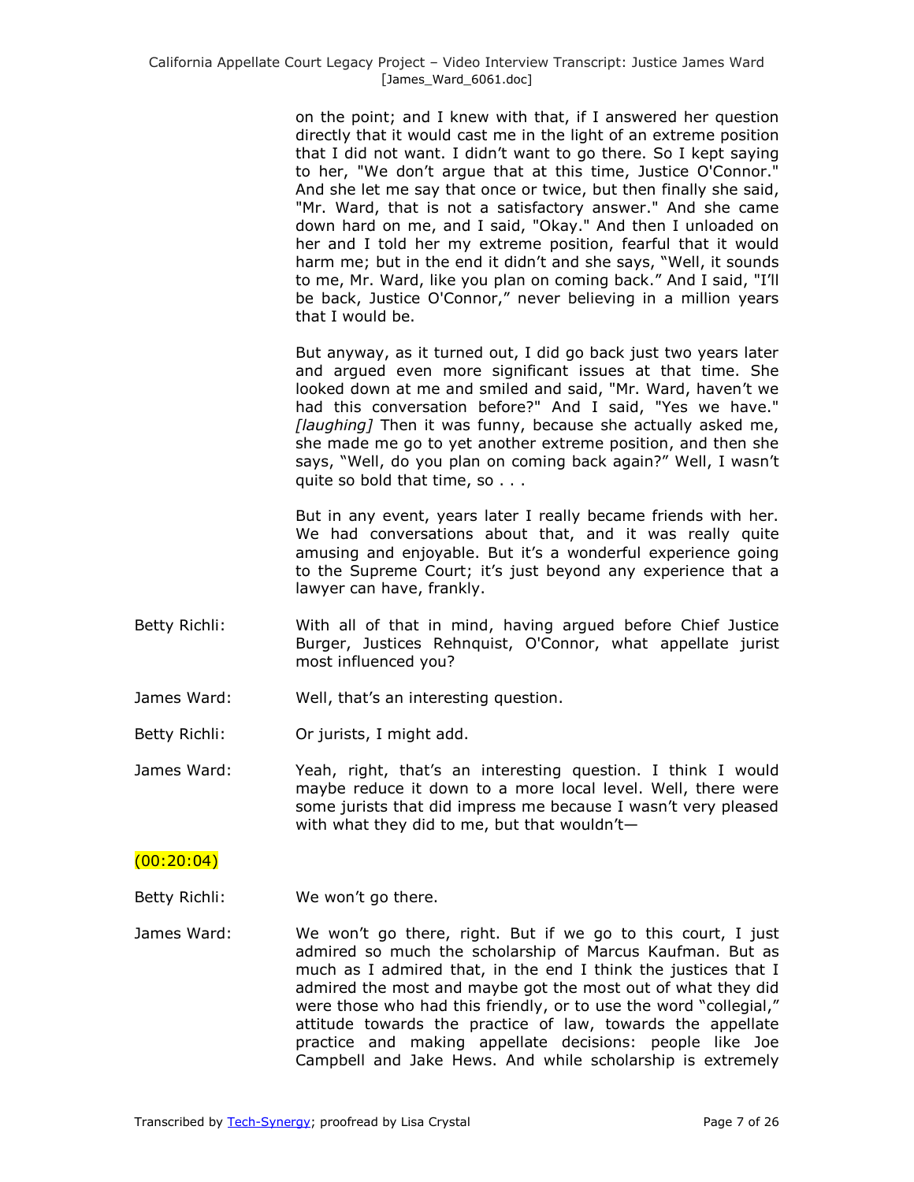on the point; and I knew with that, if I answered her question directly that it would cast me in the light of an extreme position that I did not want. I didn't want to go there. So I kept saying to her, "We don't argue that at this time, Justice O'Connor." And she let me say that once or twice, but then finally she said, "Mr. Ward, that is not a satisfactory answer." And she came down hard on me, and I said, "Okay." And then I unloaded on her and I told her my extreme position, fearful that it would harm me; but in the end it didn't and she says, "Well, it sounds to me, Mr. Ward, like you plan on coming back." And I said, "I'll be back, Justice O'Connor," never believing in a million years that I would be.

But anyway, as it turned out, I did go back just two years later and argued even more significant issues at that time. She looked down at me and smiled and said, "Mr. Ward, haven't we had this conversation before?" And I said, "Yes we have." *[laughing]* Then it was funny, because she actually asked me, she made me go to yet another extreme position, and then she says, "Well, do you plan on coming back again?" Well, I wasn't quite so bold that time, so . . .

But in any event, years later I really became friends with her. We had conversations about that, and it was really quite amusing and enjoyable. But it's a wonderful experience going to the Supreme Court; it's just beyond any experience that a lawyer can have, frankly.

Betty Richli: With all of that in mind, having argued before Chief Justice Burger, Justices Rehnquist, O'Connor, what appellate jurist most influenced you?

James Ward: Well, that's an interesting question.

Betty Richli: Or jurists, I might add.

James Ward: Yeah, right, that's an interesting question. I think I would maybe reduce it down to a more local level. Well, there were some jurists that did impress me because I wasn't very pleased with what they did to me, but that wouldn't—

(00:20:04)

Betty Richli: We won't go there.

James Ward: We won't go there, right. But if we go to this court, I just admired so much the scholarship of Marcus Kaufman. But as much as I admired that, in the end I think the justices that I admired the most and maybe got the most out of what they did were those who had this friendly, or to use the word "collegial," attitude towards the practice of law, towards the appellate practice and making appellate decisions: people like Joe Campbell and Jake Hews. And while scholarship is extremely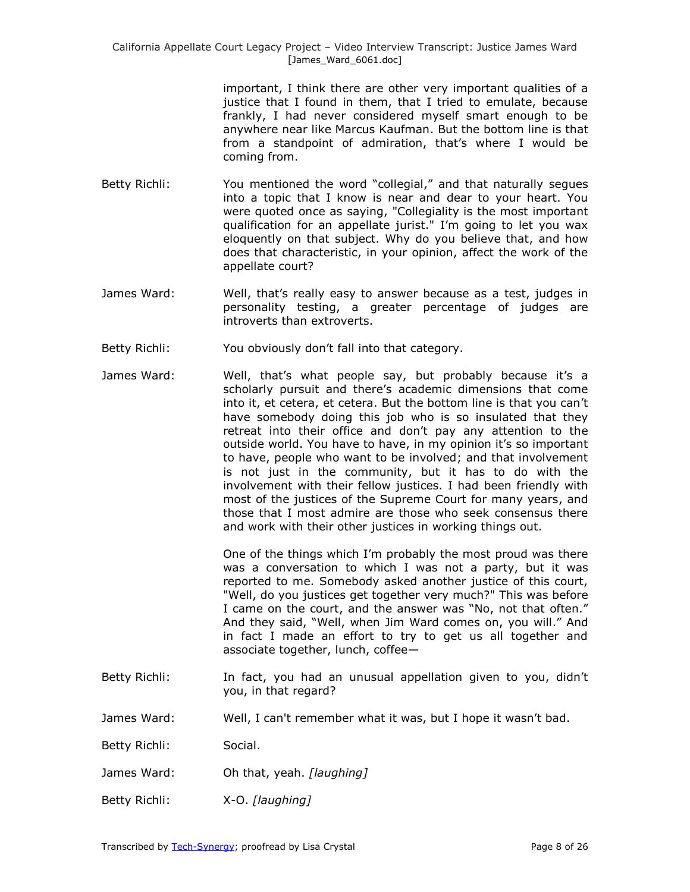important, I think there are other very important qualities of a justice that I found in them, that I tried to emulate, because frankly, I had never considered myself smart enough to be anywhere near like Marcus Kaufman. But the bottom line is that from a standpoint of admiration, that's where I would be coming from.

Betty Richli: You mentioned the word "collegial," and that naturally segues into a topic that I know is near and dear to your heart. You were quoted once as saying, "Collegiality is the most important qualification for an appellate jurist." I'm going to let you wax eloquently on that subject. Why do you believe that, and how does that characteristic, in your opinion, affect the work of the appellate court?

James Ward: Well, that's really easy to answer because as a test, judges in personality testing, a greater percentage of judges are introverts than extroverts.

Betty Richli: You obviously don't fall into that category.

James Ward: Well, that's what people say, but probably because it's a scholarly pursuit and there's academic dimensions that come into it, et cetera, et cetera. But the bottom line is that you can't have somebody doing this job who is so insulated that they retreat into their office and don't pay any attention to the outside world. You have to have, in my opinion it's so important to have, people who want to be involved; and that involvement is not just in the community, but it has to do with the involvement with their fellow justices. I had been friendly with most of the justices of the Supreme Court for many years, and those that I most admire are those who seek consensus there and work with their other justices in working things out.

One of the things which I'm probably the most proud was there was a conversation to which I was not a party, but it was reported to me. Somebody asked another justice of this court, "Well, do you justices get together very much?" This was before I came on the court, and the answer was "No, not that often." And they said, "Well, when Jim Ward comes on, you will." And in fact I made an effort to try to get us all together and associate together, lunch, coffee—

Betty Richli: In fact, you had an unusual appellation given to you, didn't you, in that regard?

James Ward: Well, I can't remember what it was, but I hope it wasn't bad.

Betty Richli: Social.

James Ward: Oh that, yeah. *[laughing]*

Betty Richli: X-O. *[laughing]*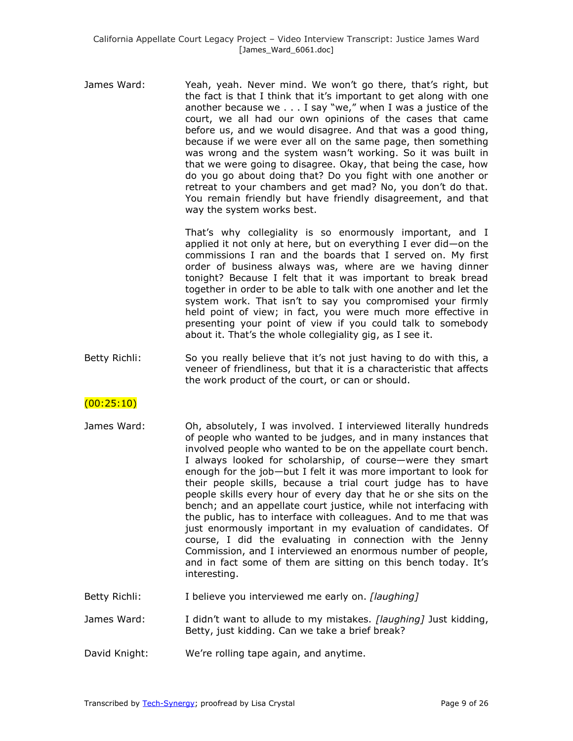James Ward: Yeah, yeah. Never mind. We won't go there, that's right, but the fact is that I think that it's important to get along with one another because we . . . I say "we," when I was a justice of the court, we all had our own opinions of the cases that came before us, and we would disagree. And that was a good thing, because if we were ever all on the same page, then something was wrong and the system wasn't working. So it was built in that we were going to disagree. Okay, that being the case, how do you go about doing that? Do you fight with one another or retreat to your chambers and get mad? No, you don't do that. You remain friendly but have friendly disagreement, and that way the system works best.

That's why collegiality is so enormously important, and I applied it not only at here, but on everything I ever did—on the commissions I ran and the boards that I served on. My first order of business always was, where are we having dinner tonight? Because I felt that it was important to break bread together in order to be able to talk with one another and let the system work. That isn't to say you compromised your firmly held point of view; in fact, you were much more effective in presenting your point of view if you could talk to somebody about it. That's the whole collegiality gig, as I see it.

Betty Richli: So you really believe that it's not just having to do with this, a veneer of friendliness, but that it is a characteristic that affects the work product of the court, or can or should.

(00:25:10)

James Ward: Oh, absolutely, I was involved. I interviewed literally hundreds of people who wanted to be judges, and in many instances that involved people who wanted to be on the appellate court bench. I always looked for scholarship, of course—were they smart enough for the job—but I felt it was more important to look for their people skills, because a trial court judge has to have people skills every hour of every day that he or she sits on the bench; and an appellate court justice, while not interfacing with the public, has to interface with colleagues. And to me that was just enormously important in my evaluation of candidates. Of course, I did the evaluating in connection with the Jenny Commission, and I interviewed an enormous number of people, and in fact some of them are sitting on this bench today. It's interesting.

Betty Richli: I believe you interviewed me early on. *[laughing]*

James Ward: I didn't want to allude to my mistakes. *[laughing]* Just kidding, Betty, just kidding. Can we take a brief break?

David Knight: We're rolling tape again, and anytime.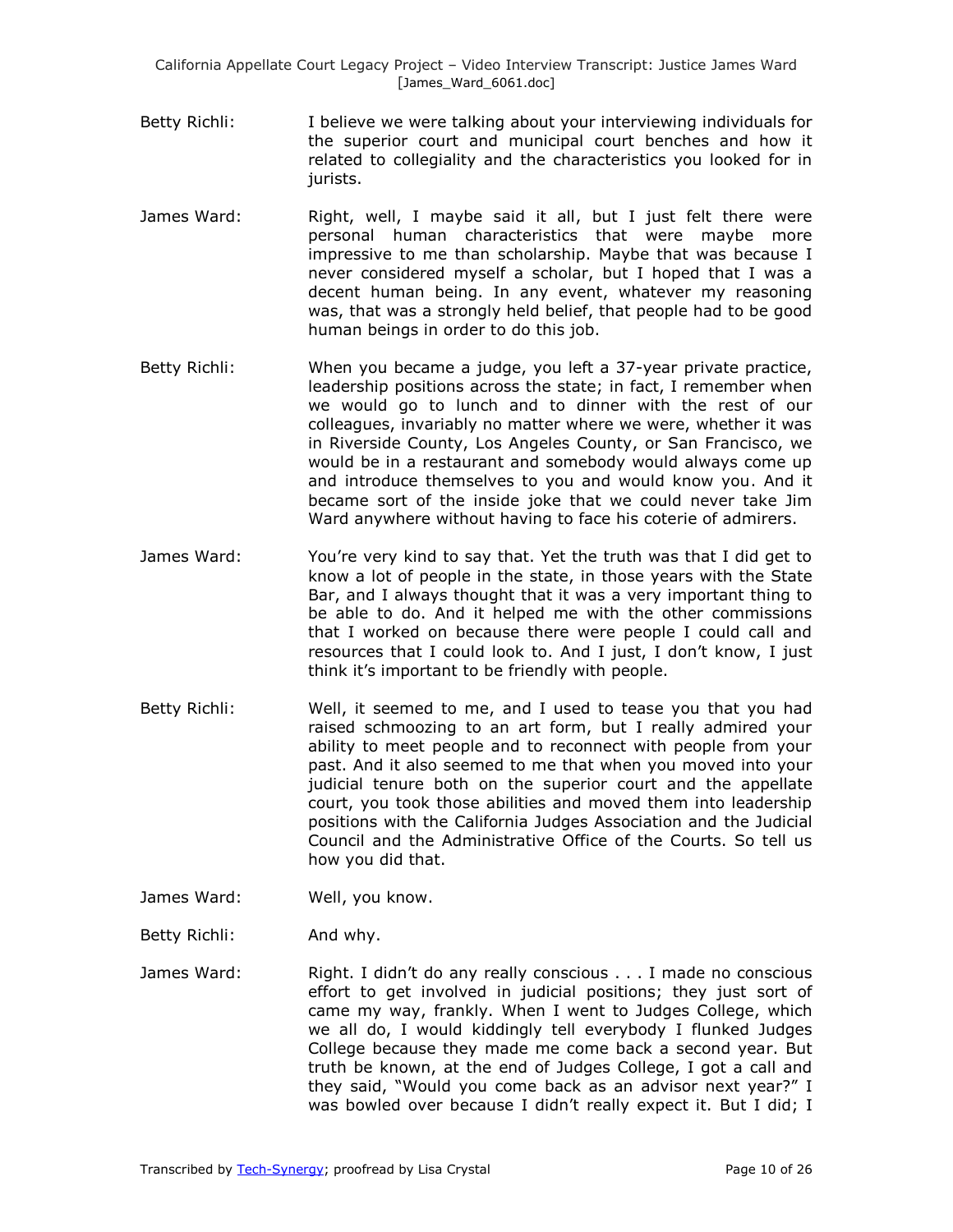Betty Richli: I believe we were talking about your interviewing individuals for the superior court and municipal court benches and how it related to collegiality and the characteristics you looked for in jurists.

James Ward: Right, well, I maybe said it all, but I just felt there were personal human characteristics that were maybe more impressive to me than scholarship. Maybe that was because I never considered myself a scholar, but I hoped that I was a decent human being. In any event, whatever my reasoning was, that was a strongly held belief, that people had to be good human beings in order to do this job.

Betty Richli: When you became a judge, you left a 37-year private practice, leadership positions across the state; in fact, I remember when we would go to lunch and to dinner with the rest of our colleagues, invariably no matter where we were, whether it was in Riverside County, Los Angeles County, or San Francisco, we would be in a restaurant and somebody would always come up and introduce themselves to you and would know you. And it became sort of the inside joke that we could never take Jim Ward anywhere without having to face his coterie of admirers.

James Ward: You're very kind to say that. Yet the truth was that I did get to know a lot of people in the state, in those years with the State Bar, and I always thought that it was a very important thing to be able to do. And it helped me with the other commissions that I worked on because there were people I could call and resources that I could look to. And I just, I don't know, I just think it's important to be friendly with people.

Betty Richli: Well, it seemed to me, and I used to tease you that you had raised schmoozing to an art form, but I really admired your ability to meet people and to reconnect with people from your past. And it also seemed to me that when you moved into your judicial tenure both on the superior court and the appellate court, you took those abilities and moved them into leadership positions with the California Judges Association and the Judicial Council and the Administrative Office of the Courts. So tell us how you did that.

James Ward: Well, you know.

Betty Richli: And why.

James Ward: Right. I didn't do any really conscious . . . I made no conscious effort to get involved in judicial positions; they just sort of came my way, frankly. When I went to Judges College, which we all do, I would kiddingly tell everybody I flunked Judges College because they made me come back a second year. But truth be known, at the end of Judges College, I got a call and they said, "Would you come back as an advisor next year?" I was bowled over because I didn't really expect it. But I did; I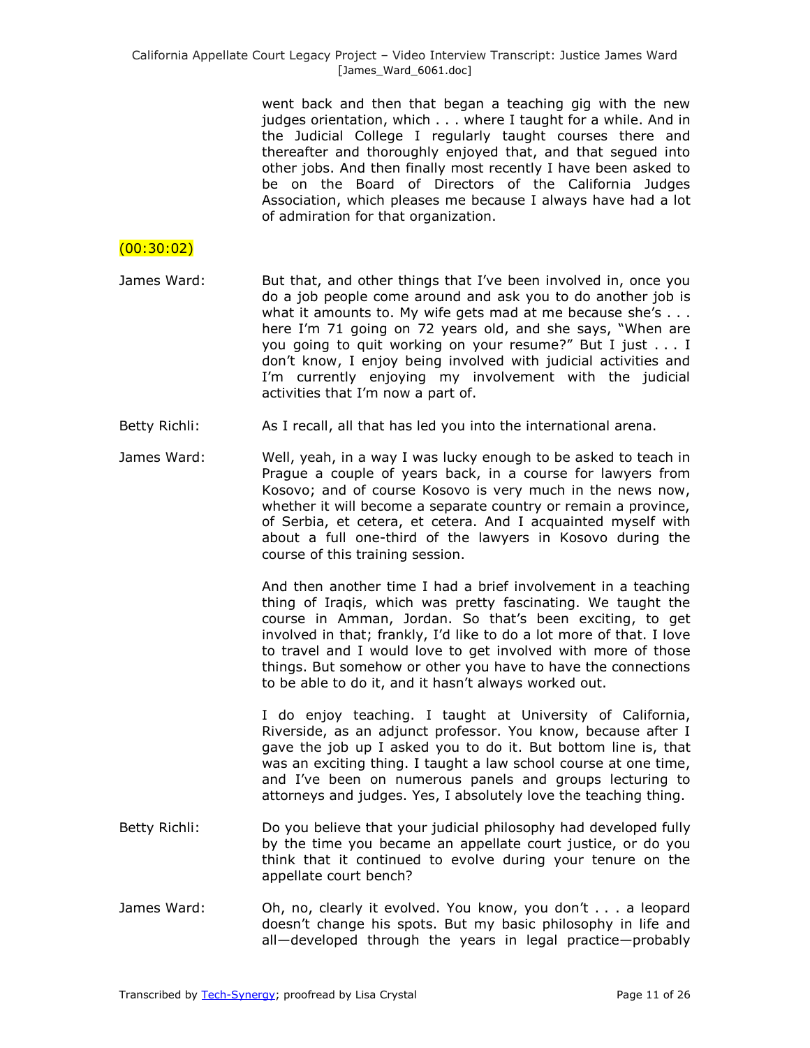went back and then that began a teaching gig with the new judges orientation, which . . . where I taught for a while. And in the Judicial College I regularly taught courses there and thereafter and thoroughly enjoyed that, and that segued into other jobs. And then finally most recently I have been asked to be on the Board of Directors of the California Judges Association, which pleases me because I always have had a lot of admiration for that organization.

(00:30:02)

James Ward: But that, and other things that I've been involved in, once you do a job people come around and ask you to do another job is what it amounts to. My wife gets mad at me because she's . . . here I'm 71 going on 72 years old, and she says, "When are you going to quit working on your resume?" But I just . . . I don't know, I enjoy being involved with judicial activities and I'm currently enjoying my involvement with the judicial activities that I'm now a part of.

Betty Richli: As I recall, all that has led you into the international arena.

James Ward: Well, yeah, in a way I was lucky enough to be asked to teach in Prague a couple of years back, in a course for lawyers from Kosovo; and of course Kosovo is very much in the news now, whether it will become a separate country or remain a province, of Serbia, et cetera, et cetera. And I acquainted myself with about a full one-third of the lawyers in Kosovo during the course of this training session.

And then another time I had a brief involvement in a teaching thing of Iraqis, which was pretty fascinating. We taught the course in Amman, Jordan. So that's been exciting, to get involved in that; frankly, I'd like to do a lot more of that. I love to travel and I would love to get involved with more of those things. But somehow or other you have to have the connections to be able to do it, and it hasn't always worked out.

I do enjoy teaching. I taught at University of California, Riverside, as an adjunct professor. You know, because after I gave the job up I asked you to do it. But bottom line is, that was an exciting thing. I taught a law school course at one time, and I've been on numerous panels and groups lecturing to attorneys and judges. Yes, I absolutely love the teaching thing.

Betty Richli: Do you believe that your judicial philosophy had developed fully by the time you became an appellate court justice, or do you think that it continued to evolve during your tenure on the appellate court bench?

James Ward: Oh, no, clearly it evolved. You know, you don't . . . a leopard doesn't change his spots. But my basic philosophy in life and all—developed through the years in legal practice—probably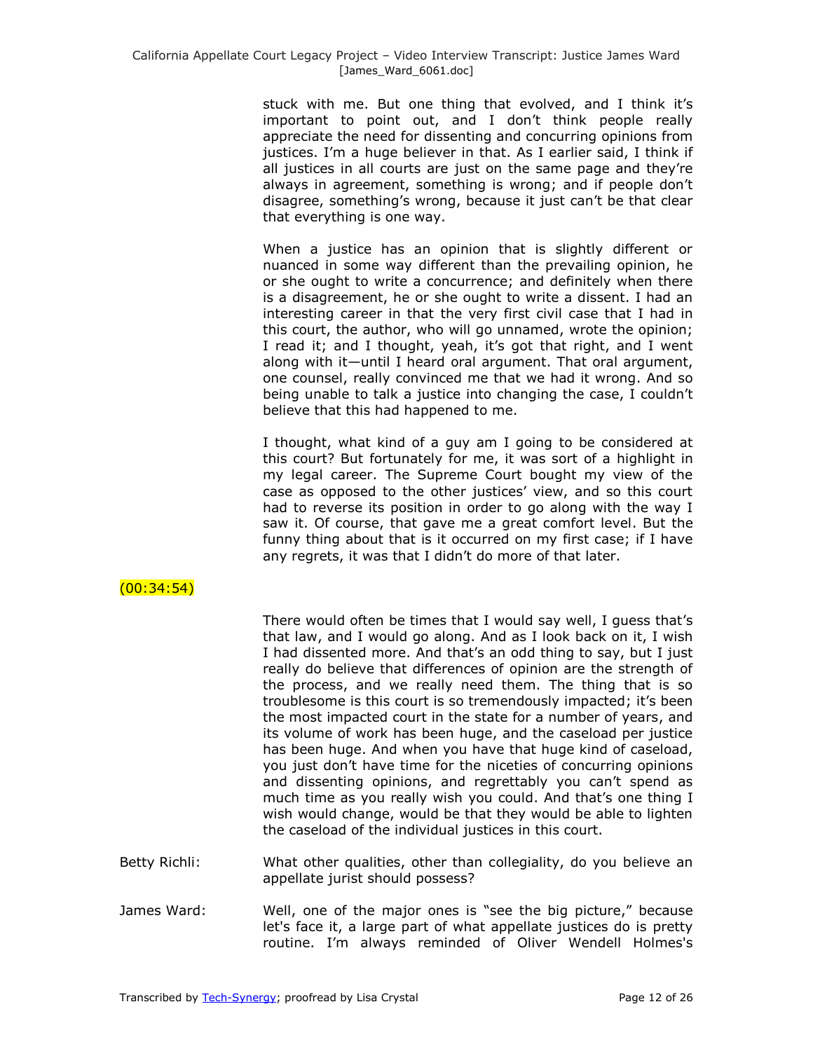stuck with me. But one thing that evolved, and I think it's important to point out, and I don't think people really appreciate the need for dissenting and concurring opinions from justices. I'm a huge believer in that. As I earlier said, I think if all justices in all courts are just on the same page and they're always in agreement, something is wrong; and if people don't disagree, something's wrong, because it just can't be that clear that everything is one way.

When a justice has an opinion that is slightly different or nuanced in some way different than the prevailing opinion, he or she ought to write a concurrence; and definitely when there is a disagreement, he or she ought to write a dissent. I had an interesting career in that the very first civil case that I had in this court, the author, who will go unnamed, wrote the opinion; I read it; and I thought, yeah, it's got that right, and I went along with it—until I heard oral argument. That oral argument, one counsel, really convinced me that we had it wrong. And so being unable to talk a justice into changing the case, I couldn't believe that this had happened to me.

I thought, what kind of a guy am I going to be considered at this court? But fortunately for me, it was sort of a highlight in my legal career. The Supreme Court bought my view of the case as opposed to the other justices' view, and so this court had to reverse its position in order to go along with the way I saw it. Of course, that gave me a great comfort level. But the funny thing about that is it occurred on my first case; if I have any regrets, it was that I didn't do more of that later.

(00:34:54)

There would often be times that I would say well, I guess that's that law, and I would go along. And as I look back on it, I wish I had dissented more. And that's an odd thing to say, but I just really do believe that differences of opinion are the strength of the process, and we really need them. The thing that is so troublesome is this court is so tremendously impacted; it's been the most impacted court in the state for a number of years, and its volume of work has been huge, and the caseload per justice has been huge. And when you have that huge kind of caseload, you just don't have time for the niceties of concurring opinions and dissenting opinions, and regrettably you can't spend as much time as you really wish you could. And that's one thing I wish would change, would be that they would be able to lighten the caseload of the individual justices in this court.

Betty Richli: What other qualities, other than collegiality, do you believe an appellate jurist should possess?

James Ward: Well, one of the major ones is "see the big picture," because let's face it, a large part of what appellate justices do is pretty routine. I'm always reminded of Oliver Wendell Holmes's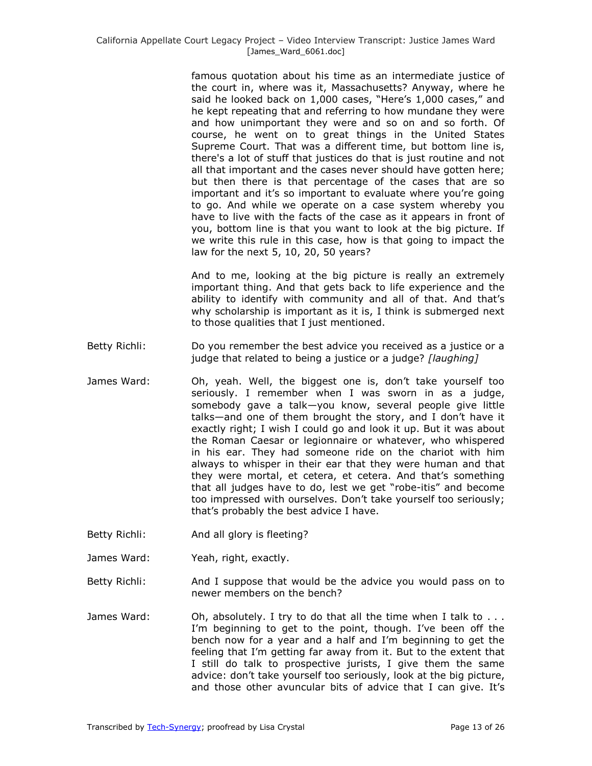famous quotation about his time as an intermediate justice of the court in, where was it, Massachusetts? Anyway, where he said he looked back on 1,000 cases, "Here's 1,000 cases," and he kept repeating that and referring to how mundane they were and how unimportant they were and so on and so forth. Of course, he went on to great things in the United States Supreme Court. That was a different time, but bottom line is, there's a lot of stuff that justices do that is just routine and not all that important and the cases never should have gotten here; but then there is that percentage of the cases that are so important and it's so important to evaluate where you're going to go. And while we operate on a case system whereby you have to live with the facts of the case as it appears in front of you, bottom line is that you want to look at the big picture. If we write this rule in this case, how is that going to impact the law for the next 5, 10, 20, 50 years?

And to me, looking at the big picture is really an extremely important thing. And that gets back to life experience and the ability to identify with community and all of that. And that's why scholarship is important as it is, I think is submerged next to those qualities that I just mentioned.

Betty Richli: Do you remember the best advice you received as a justice or a judge that related to being a justice or a judge? *[laughing]*

James Ward: Oh, yeah. Well, the biggest one is, don't take yourself too seriously. I remember when I was sworn in as a judge, somebody gave a talk—you know, several people give little talks—and one of them brought the story, and I don't have it exactly right; I wish I could go and look it up. But it was about the Roman Caesar or legionnaire or whatever, who whispered in his ear. They had someone ride on the chariot with him always to whisper in their ear that they were human and that they were mortal, et cetera, et cetera. And that's something that all judges have to do, lest we get "robe-itis" and become too impressed with ourselves. Don't take yourself too seriously; that's probably the best advice I have.

Betty Richli: And all glory is fleeting?

James Ward: Yeah, right, exactly.

Betty Richli: And I suppose that would be the advice you would pass on to newer members on the bench?

James Ward: Oh, absolutely. I try to do that all the time when I talk to . . . I'm beginning to get to the point, though. I've been off the bench now for a year and a half and I'm beginning to get the feeling that I'm getting far away from it. But to the extent that I still do talk to prospective jurists, I give them the same advice: don't take yourself too seriously, look at the big picture, and those other avuncular bits of advice that I can give. It's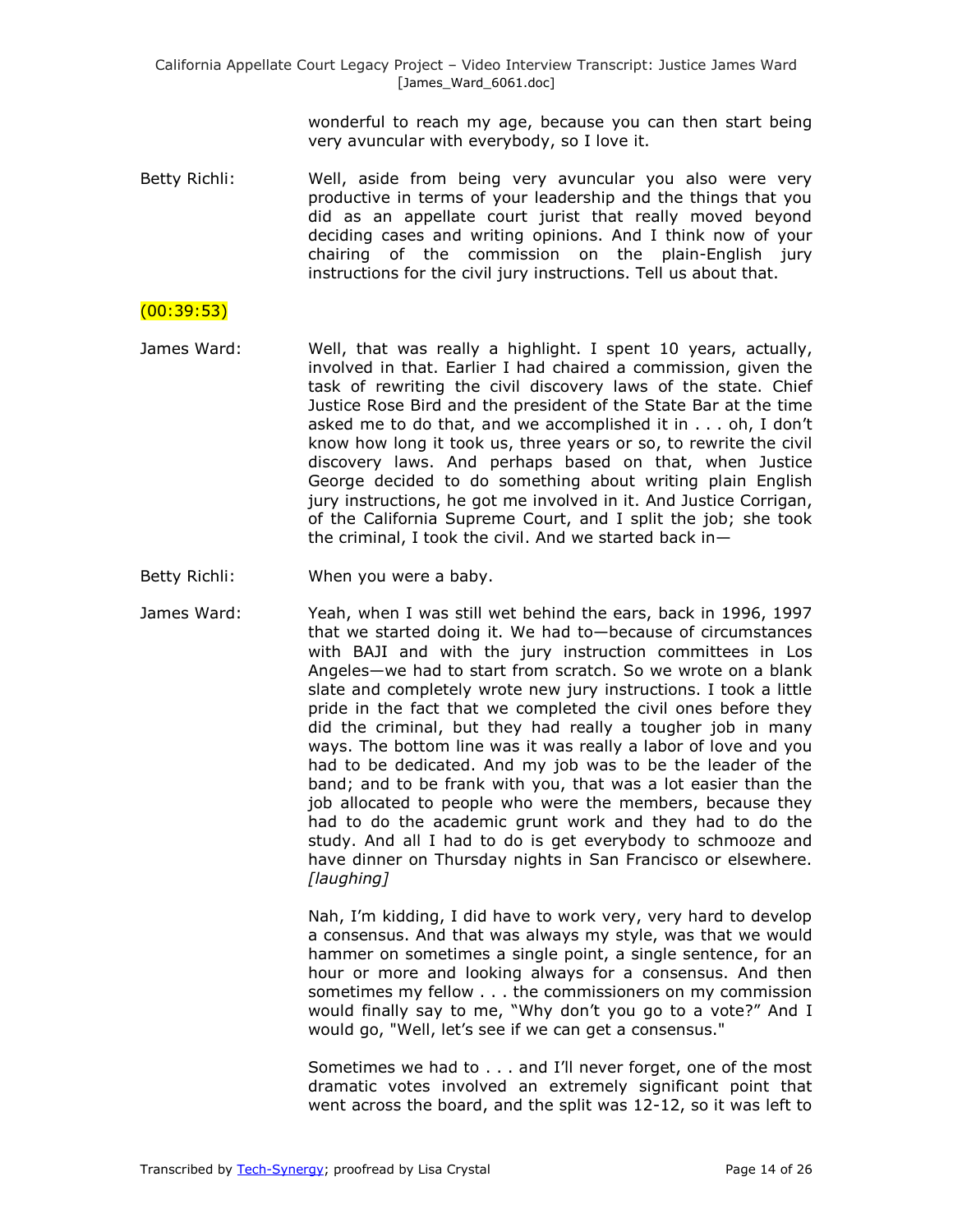wonderful to reach my age, because you can then start being very avuncular with everybody, so I love it.

Betty Richli: Well, aside from being very avuncular you also were very productive in terms of your leadership and the things that you did as an appellate court jurist that really moved beyond deciding cases and writing opinions. And I think now of your chairing of the commission on the plain-English jury instructions for the civil jury instructions. Tell us about that.

(00:39:53)

James Ward: Well, that was really a highlight. I spent 10 years, actually, involved in that. Earlier I had chaired a commission, given the task of rewriting the civil discovery laws of the state. Chief Justice Rose Bird and the president of the State Bar at the time asked me to do that, and we accomplished it in . . . oh, I don't know how long it took us, three years or so, to rewrite the civil discovery laws. And perhaps based on that, when Justice George decided to do something about writing plain English jury instructions, he got me involved in it. And Justice Corrigan, of the California Supreme Court, and I split the job; she took the criminal, I took the civil. And we started back in—

Betty Richli: When you were a baby.

James Ward: Yeah, when I was still wet behind the ears, back in 1996, 1997 that we started doing it. We had to—because of circumstances with BAJI and with the jury instruction committees in Los Angeles—we had to start from scratch. So we wrote on a blank slate and completely wrote new jury instructions. I took a little pride in the fact that we completed the civil ones before they did the criminal, but they had really a tougher job in many ways. The bottom line was it was really a labor of love and you had to be dedicated. And my job was to be the leader of the band; and to be frank with you, that was a lot easier than the job allocated to people who were the members, because they had to do the academic grunt work and they had to do the study. And all I had to do is get everybody to schmooze and have dinner on Thursday nights in San Francisco or elsewhere. *[laughing]*

Nah, I'm kidding, I did have to work very, very hard to develop a consensus. And that was always my style, was that we would hammer on sometimes a single point, a single sentence, for an hour or more and looking always for a consensus. And then sometimes my fellow . . . the commissioners on my commission would finally say to me, "Why don't you go to a vote?" And I would go, "Well, let's see if we can get a consensus."

Sometimes we had to . . . and I'll never forget, one of the most dramatic votes involved an extremely significant point that went across the board, and the split was 12-12, so it was left to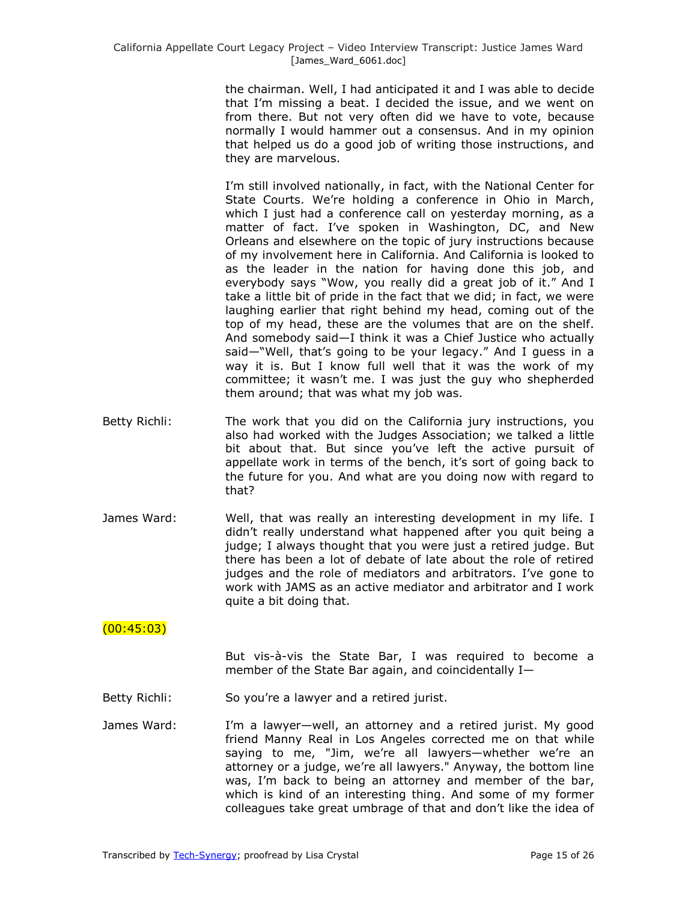the chairman. Well, I had anticipated it and I was able to decide that I'm missing a beat. I decided the issue, and we went on from there. But not very often did we have to vote, because normally I would hammer out a consensus. And in my opinion that helped us do a good job of writing those instructions, and they are marvelous.

I'm still involved nationally, in fact, with the National Center for State Courts. We're holding a conference in Ohio in March, which I just had a conference call on yesterday morning, as a matter of fact. I've spoken in Washington, DC, and New Orleans and elsewhere on the topic of jury instructions because of my involvement here in California. And California is looked to as the leader in the nation for having done this job, and everybody says "Wow, you really did a great job of it." And I take a little bit of pride in the fact that we did; in fact, we were laughing earlier that right behind my head, coming out of the top of my head, these are the volumes that are on the shelf. And somebody said—I think it was a Chief Justice who actually said—"Well, that's going to be your legacy." And I guess in a way it is. But I know full well that it was the work of my committee; it wasn't me. I was just the guy who shepherded them around; that was what my job was.

Betty Richli: The work that you did on the California jury instructions, you also had worked with the Judges Association; we talked a little bit about that. But since you've left the active pursuit of appellate work in terms of the bench, it's sort of going back to the future for you. And what are you doing now with regard to that?

James Ward: Well, that was really an interesting development in my life. I didn't really understand what happened after you quit being a judge; I always thought that you were just a retired judge. But there has been a lot of debate of late about the role of retired judges and the role of mediators and arbitrators. I've gone to work with JAMS as an active mediator and arbitrator and I work quite a bit doing that.

(00:45:03)

But vis-à-vis the State Bar, I was required to become a member of the State Bar again, and coincidentally I—

Betty Richli: So you're a lawyer and a retired jurist.

James Ward: I'm a lawyer—well, an attorney and a retired jurist. My good friend Manny Real in Los Angeles corrected me on that while saying to me, "Jim, we're all lawyers—whether we're an attorney or a judge, we're all lawyers." Anyway, the bottom line was, I'm back to being an attorney and member of the bar, which is kind of an interesting thing. And some of my former colleagues take great umbrage of that and don't like the idea of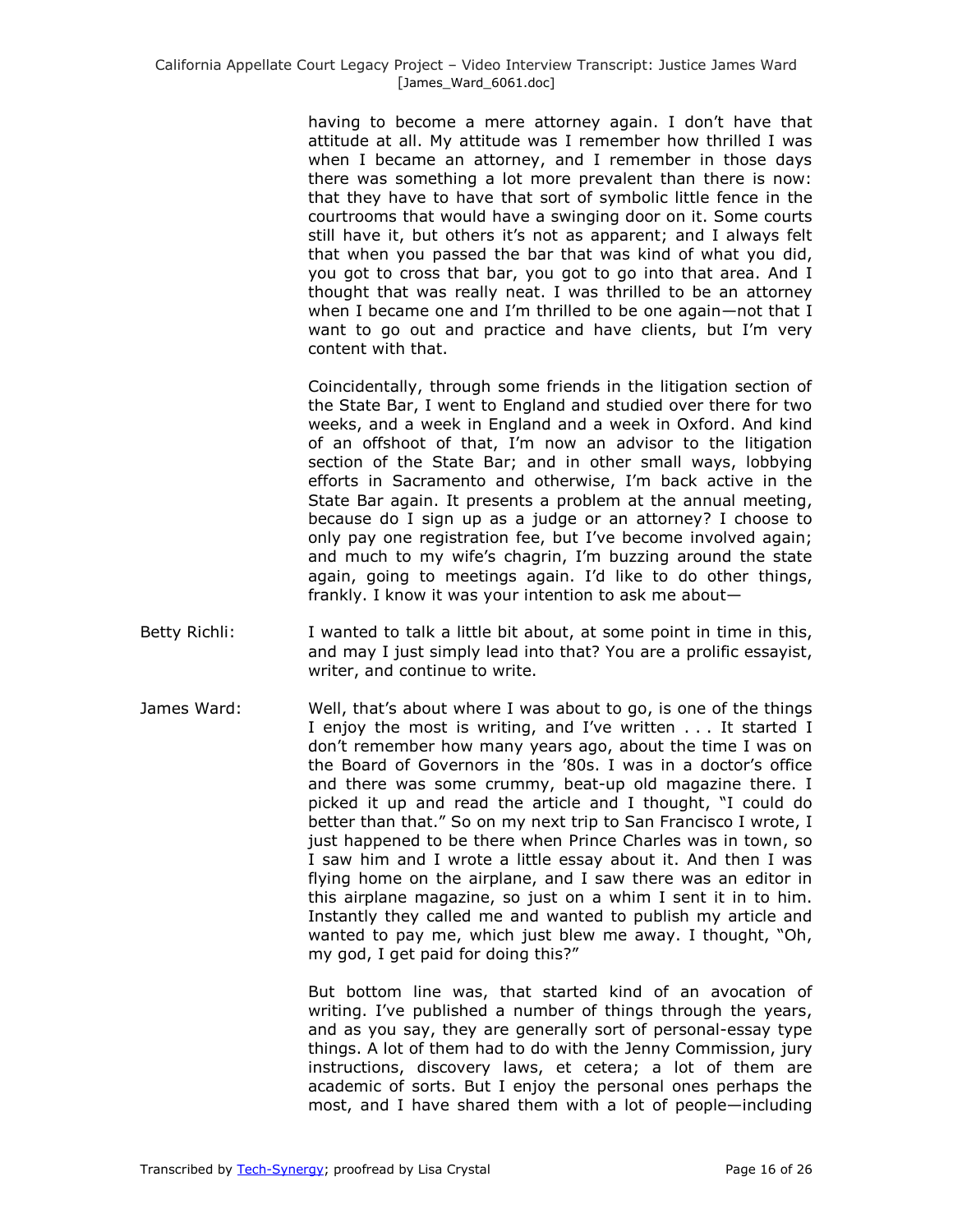having to become a mere attorney again. I don't have that attitude at all. My attitude was I remember how thrilled I was when I became an attorney, and I remember in those days there was something a lot more prevalent than there is now: that they have to have that sort of symbolic little fence in the courtrooms that would have a swinging door on it. Some courts still have it, but others it's not as apparent; and I always felt that when you passed the bar that was kind of what you did, you got to cross that bar, you got to go into that area. And I thought that was really neat. I was thrilled to be an attorney when I became one and I'm thrilled to be one again—not that I want to go out and practice and have clients, but I'm very content with that.

Coincidentally, through some friends in the litigation section of the State Bar, I went to England and studied over there for two weeks, and a week in England and a week in Oxford. And kind of an offshoot of that, I'm now an advisor to the litigation section of the State Bar; and in other small ways, lobbying efforts in Sacramento and otherwise, I'm back active in the State Bar again. It presents a problem at the annual meeting, because do I sign up as a judge or an attorney? I choose to only pay one registration fee, but I've become involved again; and much to my wife's chagrin, I'm buzzing around the state again, going to meetings again. I'd like to do other things, frankly. I know it was your intention to ask me about—

Betty Richli: I wanted to talk a little bit about, at some point in time in this, and may I just simply lead into that? You are a prolific essayist, writer, and continue to write.

James Ward: Well, that's about where I was about to go, is one of the things I enjoy the most is writing, and I've written . . . It started I don't remember how many years ago, about the time I was on the Board of Governors in the '80s. I was in a doctor's office and there was some crummy, beat-up old magazine there. I picked it up and read the article and I thought, "I could do better than that." So on my next trip to San Francisco I wrote, I just happened to be there when Prince Charles was in town, so I saw him and I wrote a little essay about it. And then I was flying home on the airplane, and I saw there was an editor in this airplane magazine, so just on a whim I sent it in to him. Instantly they called me and wanted to publish my article and wanted to pay me, which just blew me away. I thought, "Oh, my god, I get paid for doing this?"

But bottom line was, that started kind of an avocation of writing. I've published a number of things through the years, and as you say, they are generally sort of personal-essay type things. A lot of them had to do with the Jenny Commission, jury instructions, discovery laws, et cetera; a lot of them are academic of sorts. But I enjoy the personal ones perhaps the most, and I have shared them with a lot of people—including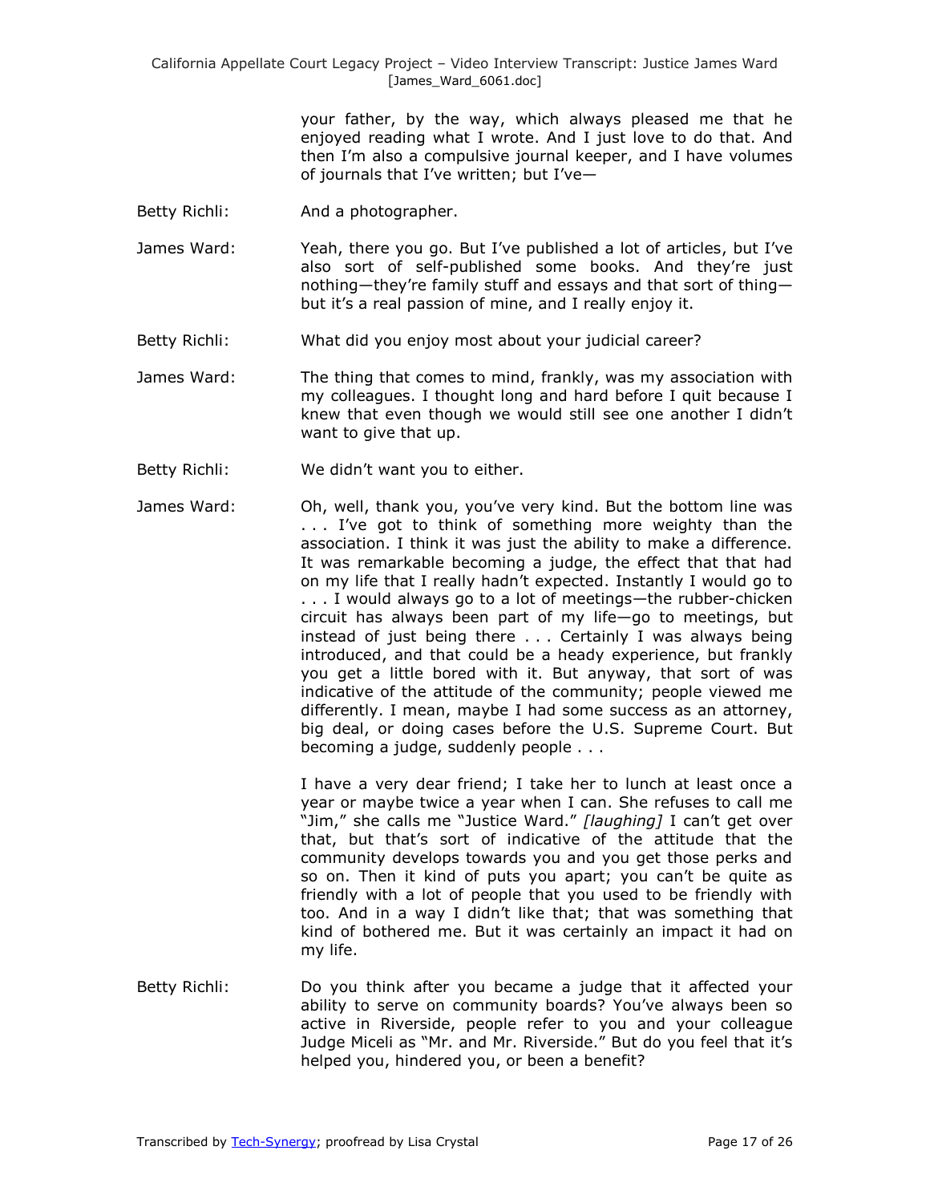your father, by the way, which always pleased me that he enjoyed reading what I wrote. And I just love to do that. And then I'm also a compulsive journal keeper, and I have volumes of journals that I've written; but I've—

Betty Richli: And a photographer.

James Ward: Yeah, there you go. But I've published a lot of articles, but I've also sort of self-published some books. And they're just nothing—they're family stuff and essays and that sort of thing—but it's a real passion of mine, and I really enjoy it.

Betty Richli: What did you enjoy most about your judicial career?

James Ward: The thing that comes to mind, frankly, was my association with my colleagues. I thought long and hard before I quit because I knew that even though we would still see one another I didn't want to give that up.

Betty Richli: We didn't want you to either.

James Ward: Oh, well, thank you, you've very kind. But the bottom line was . . . I've got to think of something more weighty than the association. I think it was just the ability to make a difference. It was remarkable becoming a judge, the effect that that had on my life that I really hadn't expected. Instantly I would go to . . . I would always go to a lot of meetings—the rubber-chicken circuit has always been part of my life—go to meetings, but instead of just being there . . . Certainly I was always being introduced, and that could be a heady experience, but frankly you get a little bored with it. But anyway, that sort of was indicative of the attitude of the community; people viewed me differently. I mean, maybe I had some success as an attorney, big deal, or doing cases before the U.S. Supreme Court. But becoming a judge, suddenly people . . .

I have a very dear friend; I take her to lunch at least once a year or maybe twice a year when I can. She refuses to call me "Jim," she calls me "Justice Ward." *[laughing]* I can't get over that, but that's sort of indicative of the attitude that the community develops towards you and you get those perks and so on. Then it kind of puts you apart; you can't be quite as friendly with a lot of people that you used to be friendly with too. And in a way I didn't like that; that was something that kind of bothered me. But it was certainly an impact it had on my life.

Betty Richli: Do you think after you became a judge that it affected your ability to serve on community boards? You've always been so active in Riverside, people refer to you and your colleague Judge Miceli as "Mr. and Mr. Riverside." But do you feel that it's helped you, hindered you, or been a benefit?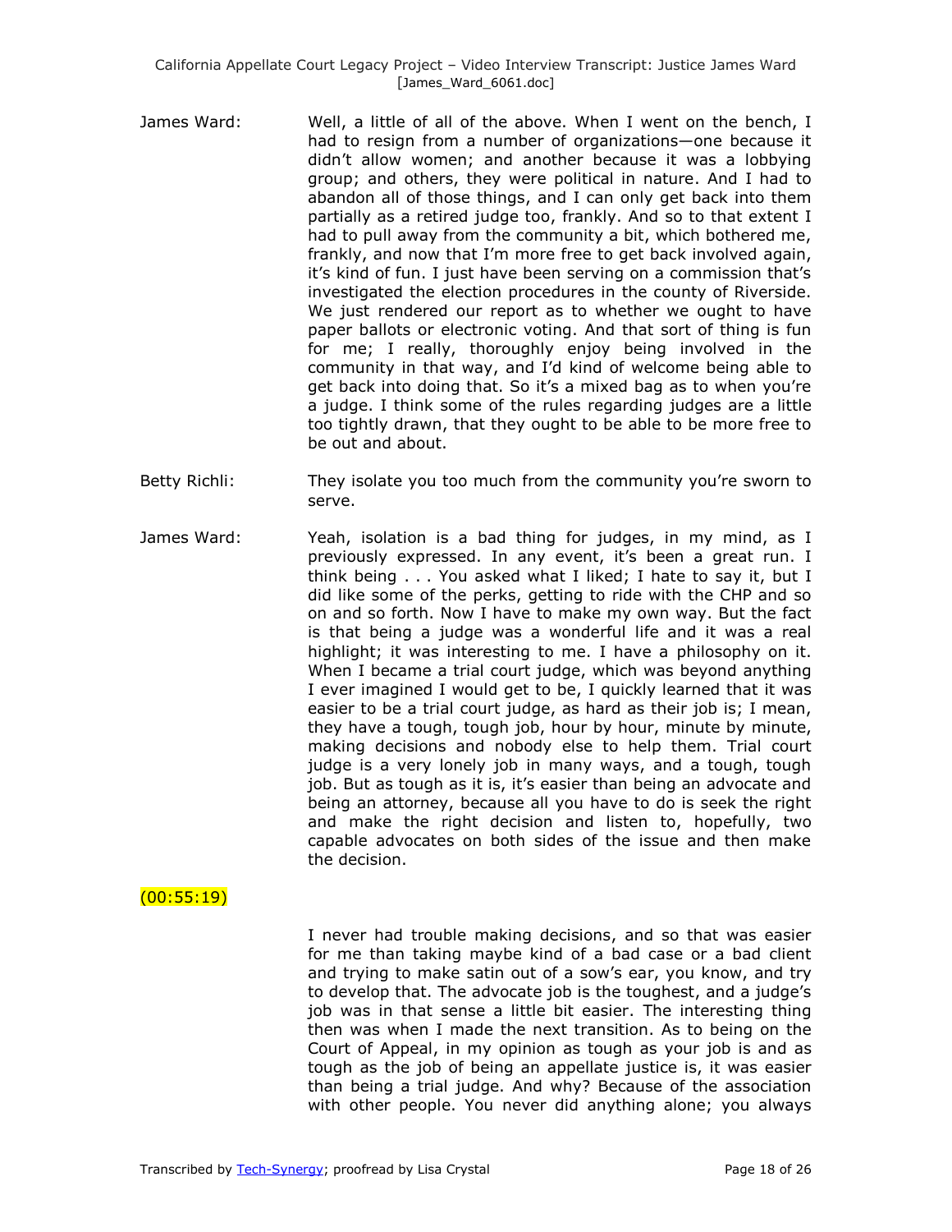James Ward: Well, a little of all of the above. When I went on the bench, I had to resign from a number of organizations—one because it didn't allow women; and another because it was a lobbying group; and others, they were political in nature. And I had to abandon all of those things, and I can only get back into them partially as a retired judge too, frankly. And so to that extent I had to pull away from the community a bit, which bothered me, frankly, and now that I'm more free to get back involved again, it's kind of fun. I just have been serving on a commission that's investigated the election procedures in the county of Riverside. We just rendered our report as to whether we ought to have paper ballots or electronic voting. And that sort of thing is fun for me; I really, thoroughly enjoy being involved in the community in that way, and I'd kind of welcome being able to get back into doing that. So it's a mixed bag as to when you're a judge. I think some of the rules regarding judges are a little too tightly drawn, that they ought to be able to be more free to be out and about.

Betty Richli: They isolate you too much from the community you're sworn to serve.

James Ward: Yeah, isolation is a bad thing for judges, in my mind, as I previously expressed. In any event, it's been a great run. I think being . . . You asked what I liked; I hate to say it, but I did like some of the perks, getting to ride with the CHP and so on and so forth. Now I have to make my own way. But the fact is that being a judge was a wonderful life and it was a real highlight; it was interesting to me. I have a philosophy on it. When I became a trial court judge, which was beyond anything I ever imagined I would get to be, I quickly learned that it was easier to be a trial court judge, as hard as their job is; I mean, they have a tough, tough job, hour by hour, minute by minute, making decisions and nobody else to help them. Trial court judge is a very lonely job in many ways, and a tough, tough job. But as tough as it is, it's easier than being an advocate and being an attorney, because all you have to do is seek the right and make the right decision and listen to, hopefully, two capable advocates on both sides of the issue and then make the decision.

(00:55:19)

I never had trouble making decisions, and so that was easier for me than taking maybe kind of a bad case or a bad client and trying to make satin out of a sow's ear, you know, and try to develop that. The advocate job is the toughest, and a judge's job was in that sense a little bit easier. The interesting thing then was when I made the next transition. As to being on the Court of Appeal, in my opinion as tough as your job is and as tough as the job of being an appellate justice is, it was easier than being a trial judge. And why? Because of the association with other people. You never did anything alone; you always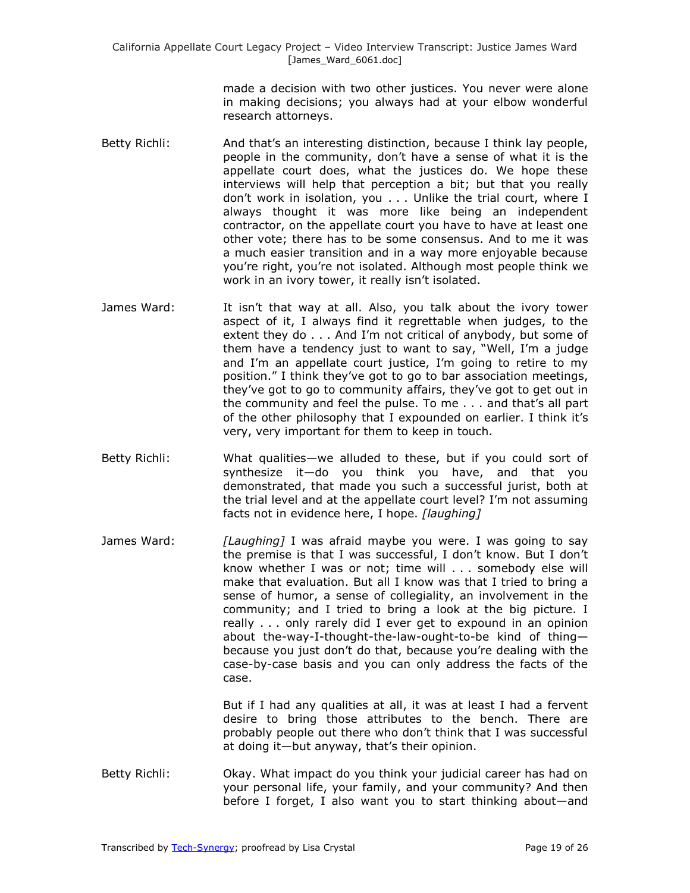made a decision with two other justices. You never were alone in making decisions; you always had at your elbow wonderful research attorneys.

Betty Richli: And that's an interesting distinction, because I think lay people, people in the community, don't have a sense of what it is the appellate court does, what the justices do. We hope these interviews will help that perception a bit; but that you really don't work in isolation, you . . . Unlike the trial court, where I always thought it was more like being an independent contractor, on the appellate court you have to have at least one other vote; there has to be some consensus. And to me it was a much easier transition and in a way more enjoyable because you're right, you're not isolated. Although most people think we work in an ivory tower, it really isn't isolated.

James Ward: It isn't that way at all. Also, you talk about the ivory tower aspect of it, I always find it regrettable when judges, to the extent they do . . . And I'm not critical of anybody, but some of them have a tendency just to want to say, "Well, I'm a judge and I'm an appellate court justice, I'm going to retire to my position." I think they've got to go to bar association meetings, they've got to go to community affairs, they've got to get out in the community and feel the pulse. To me . . . and that's all part of the other philosophy that I expounded on earlier. I think it's very, very important for them to keep in touch.

Betty Richli: What qualities—we alluded to these, but if you could sort of synthesize it—do you think you have, and that you demonstrated, that made you such a successful jurist, both at the trial level and at the appellate court level? I'm not assuming facts not in evidence here, I hope. *[laughing]*

James Ward: *[Laughing]* I was afraid maybe you were. I was going to say the premise is that I was successful, I don't know. But I don't know whether I was or not; time will . . . somebody else will make that evaluation. But all I know was that I tried to bring a sense of humor, a sense of collegiality, an involvement in the community; and I tried to bring a look at the big picture. I really . . . only rarely did I ever get to expound in an opinion about the-way-I-thought-the-law-ought-to-be kind of thing—because you just don't do that, because you're dealing with the case-by-case basis and you can only address the facts of the case.

But if I had any qualities at all, it was at least I had a fervent desire to bring those attributes to the bench. There are probably people out there who don't think that I was successful at doing it—but anyway, that's their opinion.

Betty Richli: Okay. What impact do you think your judicial career has had on your personal life, your family, and your community? And then before I forget, I also want you to start thinking about—and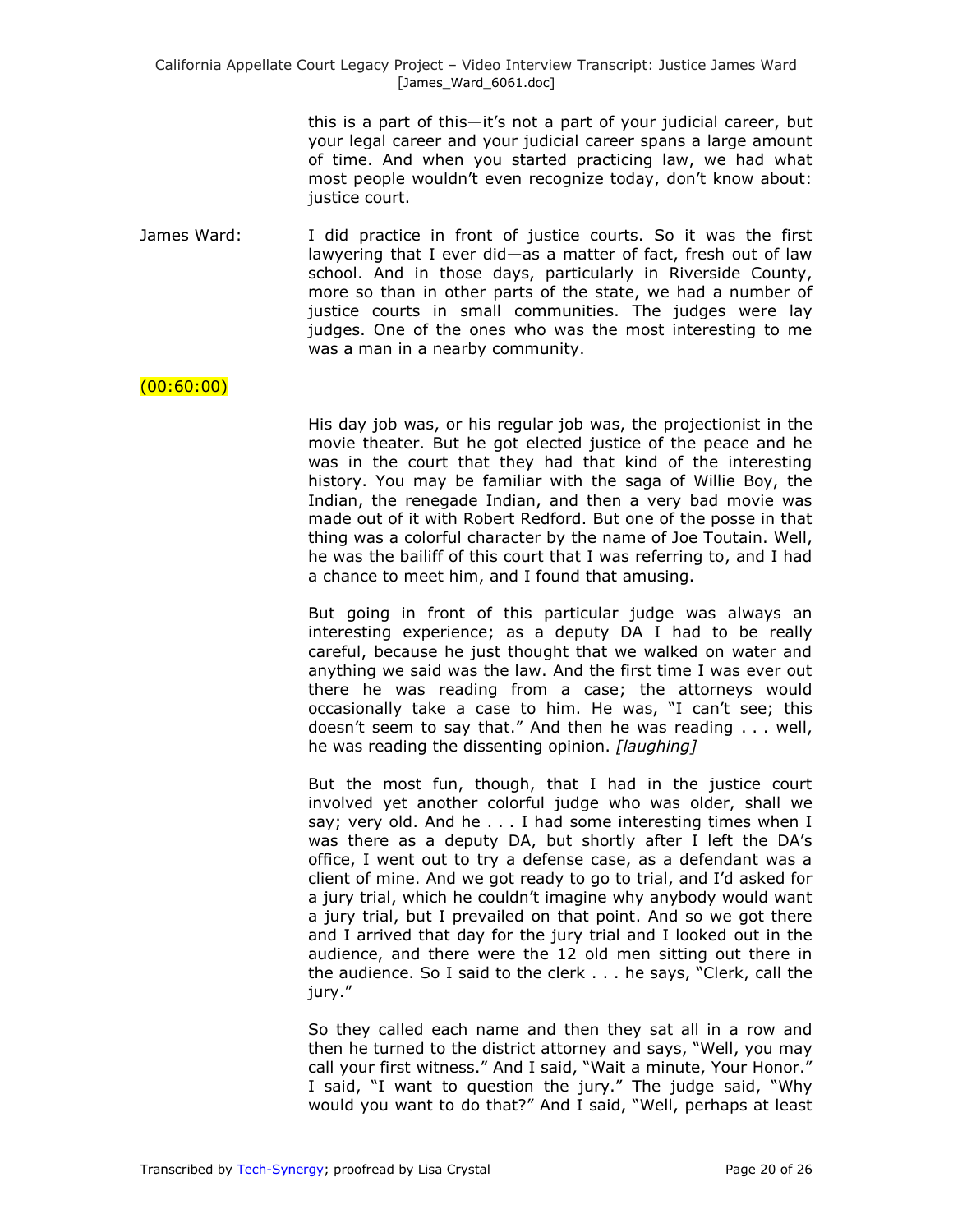this is a part of this—it's not a part of your judicial career, but your legal career and your judicial career spans a large amount of time. And when you started practicing law, we had what most people wouldn't even recognize today, don't know about: justice court.

James Ward: I did practice in front of justice courts. So it was the first lawyering that I ever did—as a matter of fact, fresh out of law school. And in those days, particularly in Riverside County, more so than in other parts of the state, we had a number of justice courts in small communities. The judges were lay judges. One of the ones who was the most interesting to me was a man in a nearby community.

(00:60:00)

His day job was, or his regular job was, the projectionist in the movie theater. But he got elected justice of the peace and he was in the court that they had that kind of the interesting history. You may be familiar with the saga of Willie Boy, the Indian, the renegade Indian, and then a very bad movie was made out of it with Robert Redford. But one of the posse in that thing was a colorful character by the name of Joe Toutain. Well, he was the bailiff of this court that I was referring to, and I had a chance to meet him, and I found that amusing.

But going in front of this particular judge was always an interesting experience; as a deputy DA I had to be really careful, because he just thought that we walked on water and anything we said was the law. And the first time I was ever out there he was reading from a case; the attorneys would occasionally take a case to him. He was, "I can't see; this doesn't seem to say that." And then he was reading . . . well, he was reading the dissenting opinion. *[laughing]*

But the most fun, though, that I had in the justice court involved yet another colorful judge who was older, shall we say; very old. And he . . . I had some interesting times when I was there as a deputy DA, but shortly after I left the DA's office, I went out to try a defense case, as a defendant was a client of mine. And we got ready to go to trial, and I'd asked for a jury trial, which he couldn't imagine why anybody would want a jury trial, but I prevailed on that point. And so we got there and I arrived that day for the jury trial and I looked out in the audience, and there were the 12 old men sitting out there in the audience. So I said to the clerk . . . he says, "Clerk, call the jury."

So they called each name and then they sat all in a row and then he turned to the district attorney and says, "Well, you may call your first witness." And I said, "Wait a minute, Your Honor." I said, "I want to question the jury." The judge said, "Why would you want to do that?" And I said, "Well, perhaps at least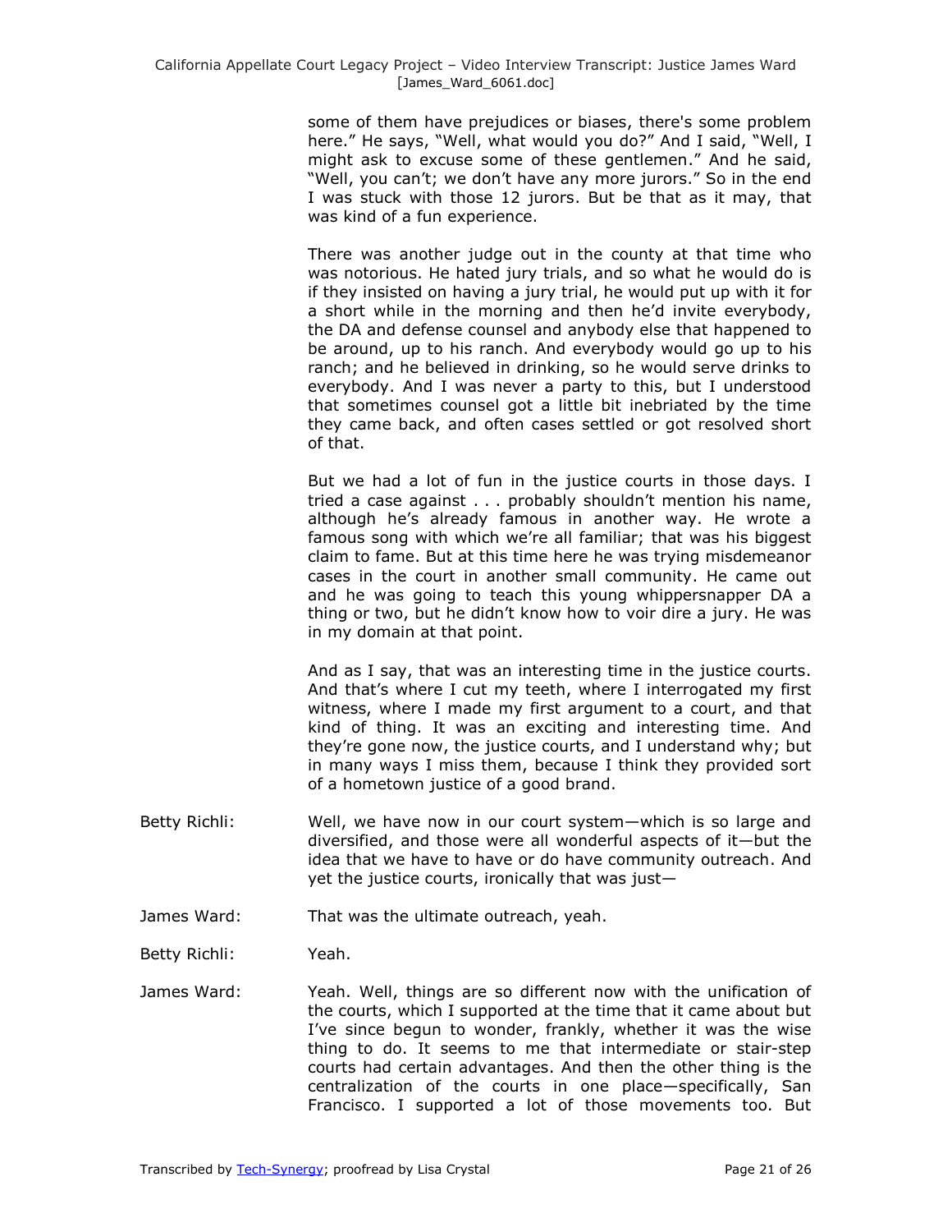some of them have prejudices or biases, there's some problem here." He says, "Well, what would you do?" And I said, "Well, I might ask to excuse some of these gentlemen." And he said, "Well, you can't; we don't have any more jurors." So in the end I was stuck with those 12 jurors. But be that as it may, that was kind of a fun experience.

There was another judge out in the county at that time who was notorious. He hated jury trials, and so what he would do is if they insisted on having a jury trial, he would put up with it for a short while in the morning and then he'd invite everybody, the DA and defense counsel and anybody else that happened to be around, up to his ranch. And everybody would go up to his ranch; and he believed in drinking, so he would serve drinks to everybody. And I was never a party to this, but I understood that sometimes counsel got a little bit inebriated by the time they came back, and often cases settled or got resolved short of that.

But we had a lot of fun in the justice courts in those days. I tried a case against . . . probably shouldn't mention his name, although he's already famous in another way. He wrote a famous song with which we're all familiar; that was his biggest claim to fame. But at this time here he was trying misdemeanor cases in the court in another small community. He came out and he was going to teach this young whippersnapper DA a thing or two, but he didn't know how to voir dire a jury. He was in my domain at that point.

And as I say, that was an interesting time in the justice courts. And that's where I cut my teeth, where I interrogated my first witness, where I made my first argument to a court, and that kind of thing. It was an exciting and interesting time. And they're gone now, the justice courts, and I understand why; but in many ways I miss them, because I think they provided sort of a hometown justice of a good brand.

Betty Richli: Well, we have now in our court system—which is so large and diversified, and those were all wonderful aspects of it—but the idea that we have to have or do have community outreach. And yet the justice courts, ironically that was just—

James Ward: That was the ultimate outreach, yeah.

Betty Richli: Yeah.

James Ward: Yeah. Well, things are so different now with the unification of the courts, which I supported at the time that it came about but I've since begun to wonder, frankly, whether it was the wise thing to do. It seems to me that intermediate or stair-step courts had certain advantages. And then the other thing is the centralization of the courts in one place—specifically, San Francisco. I supported a lot of those movements too. But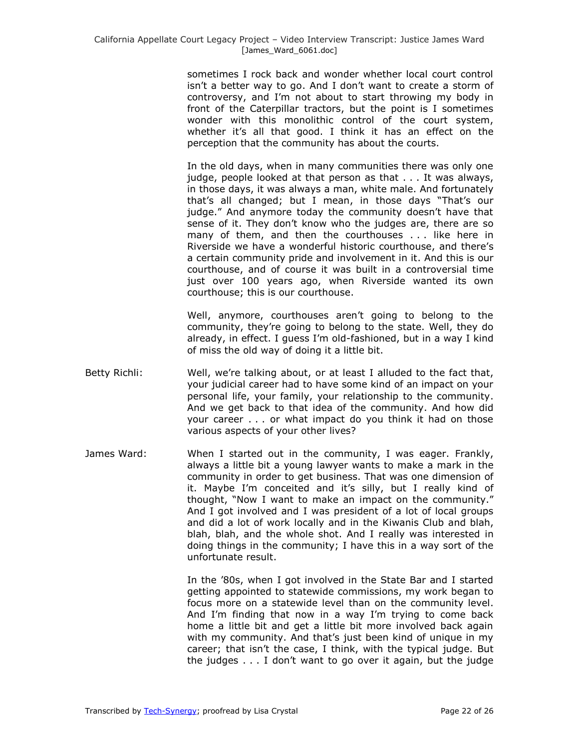sometimes I rock back and wonder whether local court control isn't a better way to go. And I don't want to create a storm of controversy, and I'm not about to start throwing my body in front of the Caterpillar tractors, but the point is I sometimes wonder with this monolithic control of the court system, whether it's all that good. I think it has an effect on the perception that the community has about the courts.

In the old days, when in many communities there was only one judge, people looked at that person as that . . . It was always, in those days, it was always a man, white male. And fortunately that's all changed; but I mean, in those days "That's our judge." And anymore today the community doesn't have that sense of it. They don't know who the judges are, there are so many of them, and then the courthouses . . . like here in Riverside we have a wonderful historic courthouse, and there's a certain community pride and involvement in it. And this is our courthouse, and of course it was built in a controversial time just over 100 years ago, when Riverside wanted its own courthouse; this is our courthouse.

Well, anymore, courthouses aren't going to belong to the community, they're going to belong to the state. Well, they do already, in effect. I guess I'm old-fashioned, but in a way I kind of miss the old way of doing it a little bit.

Betty Richli: Well, we're talking about, or at least I alluded to the fact that, your judicial career had to have some kind of an impact on your personal life, your family, your relationship to the community. And we get back to that idea of the community. And how did your career . . . or what impact do you think it had on those various aspects of your other lives?

James Ward: When I started out in the community, I was eager. Frankly, always a little bit a young lawyer wants to make a mark in the community in order to get business. That was one dimension of it. Maybe I'm conceited and it's silly, but I really kind of thought, "Now I want to make an impact on the community." And I got involved and I was president of a lot of local groups and did a lot of work locally and in the Kiwanis Club and blah, blah, blah, and the whole shot. And I really was interested in doing things in the community; I have this in a way sort of the unfortunate result.

In the '80s, when I got involved in the State Bar and I started getting appointed to statewide commissions, my work began to focus more on a statewide level than on the community level. And I'm finding that now in a way I'm trying to come back home a little bit and get a little bit more involved back again with my community. And that's just been kind of unique in my career; that isn't the case, I think, with the typical judge. But the judges . . . I don't want to go over it again, but the judge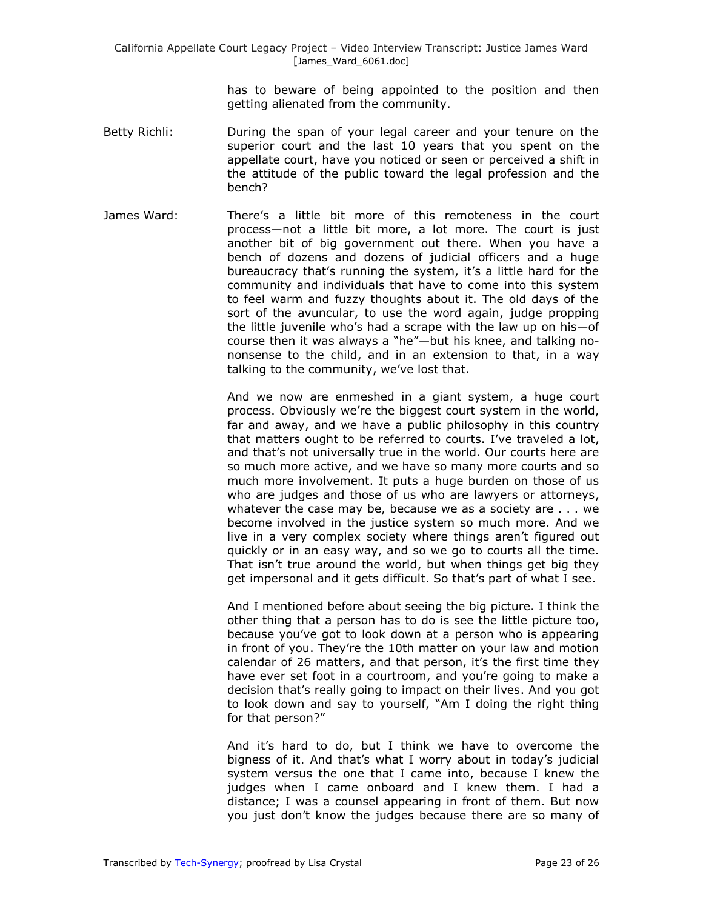has to beware of being appointed to the position and then getting alienated from the community.

Betty Richli: During the span of your legal career and your tenure on the superior court and the last 10 years that you spent on the appellate court, have you noticed or seen or perceived a shift in the attitude of the public toward the legal profession and the bench?

James Ward: There's a little bit more of this remoteness in the court process—not a little bit more, a lot more. The court is just another bit of big government out there. When you have a bench of dozens and dozens of judicial officers and a huge bureaucracy that's running the system, it's a little hard for the community and individuals that have to come into this system to feel warm and fuzzy thoughts about it. The old days of the sort of the avuncular, to use the word again, judge propping the little juvenile who's had a scrape with the law up on his—of course then it was always a "he"—but his knee, and talking no-nonsense to the child, and in an extension to that, in a way talking to the community, we've lost that.

And we now are enmeshed in a giant system, a huge court process. Obviously we're the biggest court system in the world, far and away, and we have a public philosophy in this country that matters ought to be referred to courts. I've traveled a lot, and that's not universally true in the world. Our courts here are so much more active, and we have so many more courts and so much more involvement. It puts a huge burden on those of us who are judges and those of us who are lawyers or attorneys, whatever the case may be, because we as a society are . . . we become involved in the justice system so much more. And we live in a very complex society where things aren't figured out quickly or in an easy way, and so we go to courts all the time. That isn't true around the world, but when things get big they get impersonal and it gets difficult. So that's part of what I see.

And I mentioned before about seeing the big picture. I think the other thing that a person has to do is see the little picture too, because you've got to look down at a person who is appearing in front of you. They're the 10th matter on your law and motion calendar of 26 matters, and that person, it's the first time they have ever set foot in a courtroom, and you're going to make a decision that's really going to impact on their lives. And you got to look down and say to yourself, "Am I doing the right thing for that person?"

And it's hard to do, but I think we have to overcome the bigness of it. And that's what I worry about in today's judicial system versus the one that I came into, because I knew the judges when I came onboard and I knew them. I had a distance; I was a counsel appearing in front of them. But now you just don't know the judges because there are so many of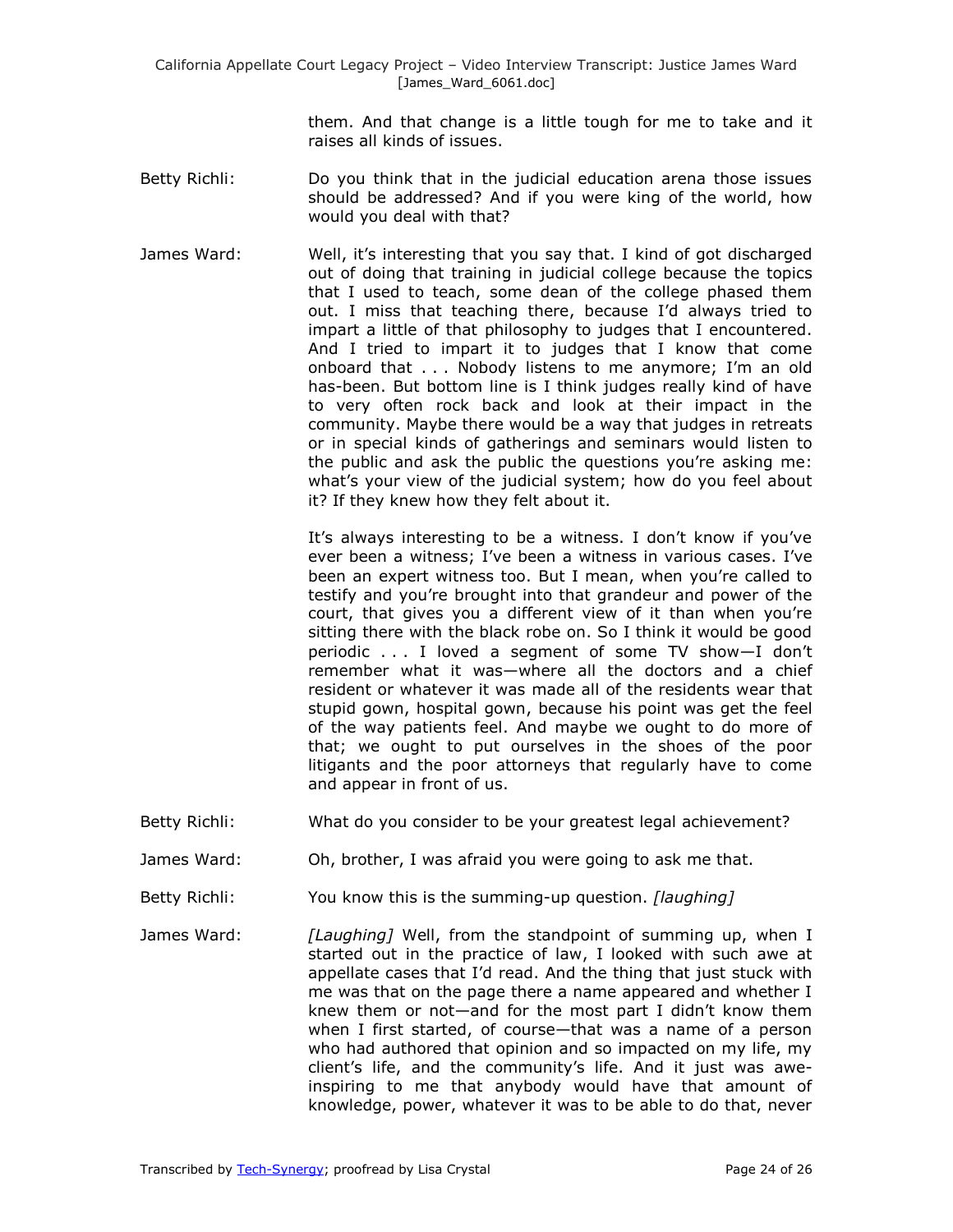them. And that change is a little tough for me to take and it raises all kinds of issues.

Betty Richli: Do you think that in the judicial education arena those issues should be addressed? And if you were king of the world, how would you deal with that?

James Ward: Well, it's interesting that you say that. I kind of got discharged out of doing that training in judicial college because the topics that I used to teach, some dean of the college phased them out. I miss that teaching there, because I'd always tried to impart a little of that philosophy to judges that I encountered. And I tried to impart it to judges that I know that come onboard that . . . Nobody listens to me anymore; I'm an old has-been. But bottom line is I think judges really kind of have to very often rock back and look at their impact in the community. Maybe there would be a way that judges in retreats or in special kinds of gatherings and seminars would listen to the public and ask the public the questions you're asking me: what's your view of the judicial system; how do you feel about it? If they knew how they felt about it.

It's always interesting to be a witness. I don't know if you've ever been a witness; I've been a witness in various cases. I've been an expert witness too. But I mean, when you're called to testify and you're brought into that grandeur and power of the court, that gives you a different view of it than when you're sitting there with the black robe on. So I think it would be good periodic . . . I loved a segment of some TV show—I don't remember what it was—where all the doctors and a chief resident or whatever it was made all of the residents wear that stupid gown, hospital gown, because his point was get the feel of the way patients feel. And maybe we ought to do more of that; we ought to put ourselves in the shoes of the poor litigants and the poor attorneys that regularly have to come and appear in front of us.

Betty Richli: What do you consider to be your greatest legal achievement?

James Ward: Oh, brother, I was afraid you were going to ask me that.

Betty Richli: You know this is the summing-up question. *[laughing]*

James Ward: *[Laughing]* Well, from the standpoint of summing up, when I started out in the practice of law, I looked with such awe at appellate cases that I'd read. And the thing that just stuck with me was that on the page there a name appeared and whether I knew them or not—and for the most part I didn't know them when I first started, of course—that was a name of a person who had authored that opinion and so impacted on my life, my client's life, and the community's life. And it just was awe-inspiring to me that anybody would have that amount of knowledge, power, whatever it was to be able to do that, never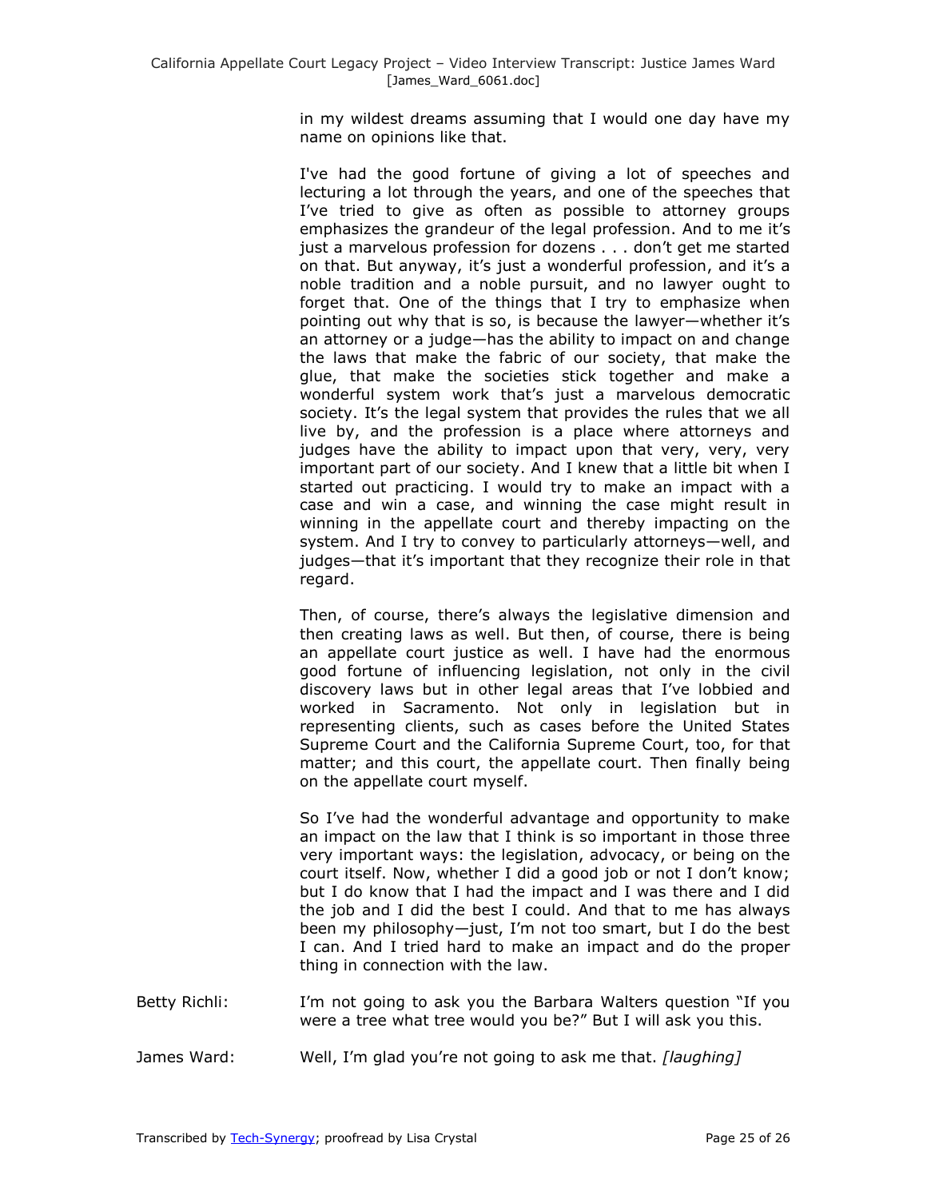in my wildest dreams assuming that I would one day have my name on opinions like that.

I've had the good fortune of giving a lot of speeches and lecturing a lot through the years, and one of the speeches that I've tried to give as often as possible to attorney groups emphasizes the grandeur of the legal profession. And to me it's just a marvelous profession for dozens . . . don't get me started on that. But anyway, it's just a wonderful profession, and it's a noble tradition and a noble pursuit, and no lawyer ought to forget that. One of the things that I try to emphasize when pointing out why that is so, is because the lawyer—whether it's an attorney or a judge—has the ability to impact on and change the laws that make the fabric of our society, that make the glue, that make the societies stick together and make a wonderful system work that's just a marvelous democratic society. It's the legal system that provides the rules that we all live by, and the profession is a place where attorneys and judges have the ability to impact upon that very, very, very important part of our society. And I knew that a little bit when I started out practicing. I would try to make an impact with a case and win a case, and winning the case might result in winning in the appellate court and thereby impacting on the system. And I try to convey to particularly attorneys—well, and judges—that it's important that they recognize their role in that regard.

Then, of course, there's always the legislative dimension and then creating laws as well. But then, of course, there is being an appellate court justice as well. I have had the enormous good fortune of influencing legislation, not only in the civil discovery laws but in other legal areas that I've lobbied and worked in Sacramento. Not only in legislation but in representing clients, such as cases before the United States Supreme Court and the California Supreme Court, too, for that matter; and this court, the appellate court. Then finally being on the appellate court myself.

So I've had the wonderful advantage and opportunity to make an impact on the law that I think is so important in those three very important ways: the legislation, advocacy, or being on the court itself. Now, whether I did a good job or not I don't know; but I do know that I had the impact and I was there and I did the job and I did the best I could. And that to me has always been my philosophy—just, I'm not too smart, but I do the best I can. And I tried hard to make an impact and do the proper thing in connection with the law.

Betty Richli: I'm not going to ask you the Barbara Walters question "If you were a tree what tree would you be?" But I will ask you this.

James Ward: Well, I'm glad you're not going to ask me that. *[laughing]*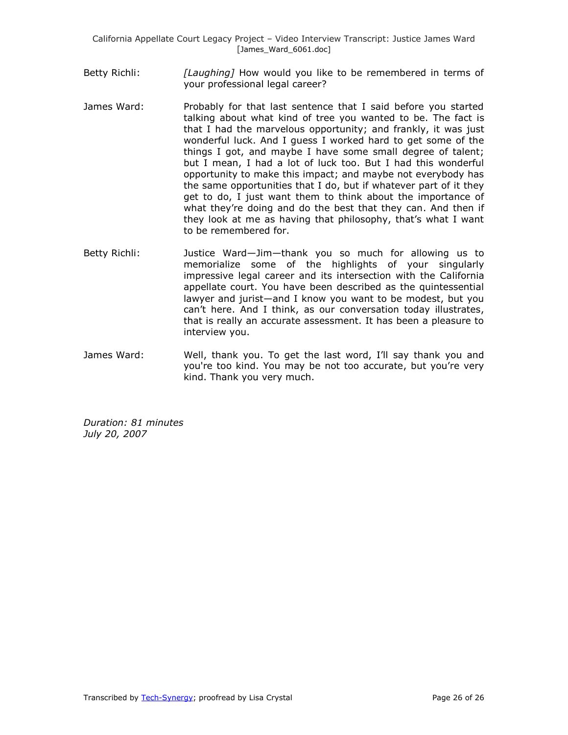Betty Richli: *[Laughing]* How would you like to be remembered in terms of your professional legal career?

James Ward: Probably for that last sentence that I said before you started talking about what kind of tree you wanted to be. The fact is that I had the marvelous opportunity; and frankly, it was just wonderful luck. And I guess I worked hard to get some of the things I got, and maybe I have some small degree of talent; but I mean, I had a lot of luck too. But I had this wonderful opportunity to make this impact; and maybe not everybody has the same opportunities that I do, but if whatever part of it they get to do, I just want them to think about the importance of what they're doing and do the best that they can. And then if they look at me as having that philosophy, that's what I want to be remembered for.

Betty Richli: Justice Ward—Jim—thank you so much for allowing us to memorialize some of the highlights of your singularly impressive legal career and its intersection with the California appellate court. You have been described as the quintessential lawyer and jurist—and I know you want to be modest, but you can't here. And I think, as our conversation today illustrates, that is really an accurate assessment. It has been a pleasure to interview you.

James Ward: Well, thank you. To get the last word, I'll say thank you and you're too kind. You may be not too accurate, but you're very kind. Thank you very much.

*Duration: 81 minutes*
*July 20, 2007*